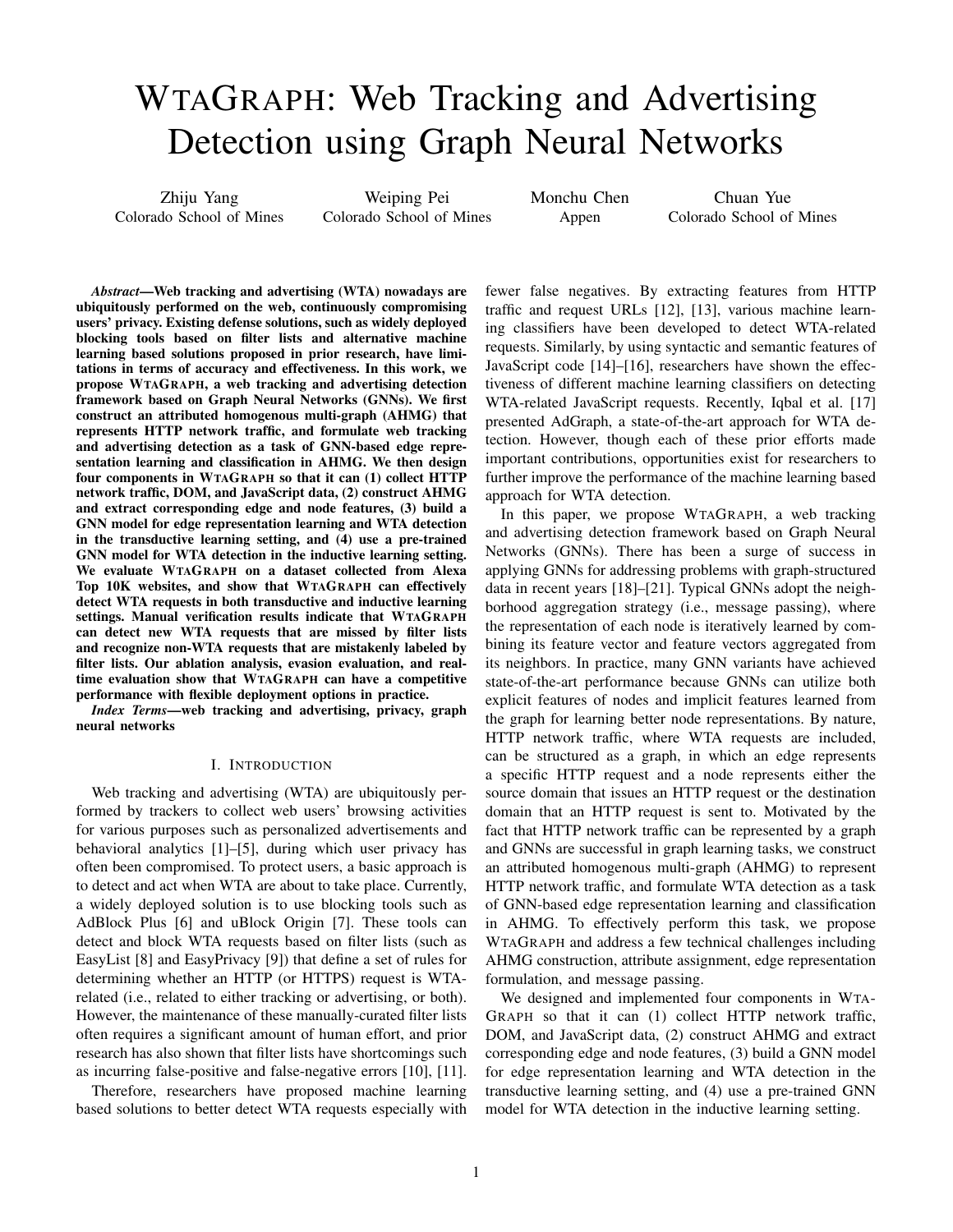# WTAGRAPH: Web Tracking and Advertising Detection using Graph Neural Networks

Zhiju Yang
Colorado School of Mines

Weiping Pei
Colorado School of Mines

Monchu Chen
Appen

Chuan Yue
Colorado School of Mines

***Abstract*—Web tracking and advertising (WTA) nowadays are ubiquitously performed on the web, continuously compromising users' privacy. Existing defense solutions, such as widely deployed blocking tools based on filter lists and alternative machine learning based solutions proposed in prior research, have limitations in terms of accuracy and effectiveness. In this work, we propose WTAGRAPH, a web tracking and advertising detection framework based on Graph Neural Networks (GNNs). We first construct an attributed homogenous multi-graph (AHMG) that represents HTTP network traffic, and formulate web tracking and advertising detection as a task of GNN-based edge representation learning and classification in AHMG. We then design four components in WTAGRAPH so that it can (1) collect HTTP network traffic, DOM, and JavaScript data, (2) construct AHMG and extract corresponding edge and node features, (3) build a GNN model for edge representation learning and WTA detection in the transductive learning setting, and (4) use a pre-trained GNN model for WTA detection in the inductive learning setting. We evaluate WTAGRAPH on a dataset collected from Alexa Top 10K websites, and show that WTAGRAPH can effectively detect WTA requests in both transductive and inductive learning settings. Manual verification results indicate that WTAGRAPH can detect new WTA requests that are missed by filter lists and recognize non-WTA requests that are mistakenly labeled by filter lists. Our ablation analysis, evasion evaluation, and real-time evaluation show that WTAGRAPH can have a competitive performance with flexible deployment options in practice.**

***Index Terms*—web tracking and advertising, privacy, graph neural networks**

## I. INTRODUCTION

Web tracking and advertising (WTA) are ubiquitously performed by trackers to collect web users' browsing activities for various purposes such as personalized advertisements and behavioral analytics [1]–[5], during which user privacy has often been compromised. To protect users, a basic approach is to detect and act when WTA are about to take place. Currently, a widely deployed solution is to use blocking tools such as AdBlock Plus [6] and uBlock Origin [7]. These tools can detect and block WTA requests based on filter lists (such as EasyList [8] and EasyPrivacy [9]) that define a set of rules for determining whether an HTTP (or HTTPS) request is WTA-related (i.e., related to either tracking or advertising, or both). However, the maintenance of these manually-curated filter lists often requires a significant amount of human effort, and prior research has also shown that filter lists have shortcomings such as incurring false-positive and false-negative errors [10], [11].

Therefore, researchers have proposed machine learning based solutions to better detect WTA requests especially with fewer false negatives. By extracting features from HTTP traffic and request URLs [12], [13], various machine learning classifiers have been developed to detect WTA-related requests. Similarly, by using syntactic and semantic features of JavaScript code [14]–[16], researchers have shown the effectiveness of different machine learning classifiers on detecting WTA-related JavaScript requests. Recently, Iqbal et al. [17] presented AdGraph, a state-of-the-art approach for WTA detection. However, though each of these prior efforts made important contributions, opportunities exist for researchers to further improve the performance of the machine learning based approach for WTA detection.

In this paper, we propose WTAGRAPH, a web tracking and advertising detection framework based on Graph Neural Networks (GNNs). There has been a surge of success in applying GNNs for addressing problems with graph-structured data in recent years [18]–[21]. Typical GNNs adopt the neighborhood aggregation strategy (i.e., message passing), where the representation of each node is iteratively learned by combining its feature vector and feature vectors aggregated from its neighbors. In practice, many GNN variants have achieved state-of-the-art performance because GNNs can utilize both explicit features of nodes and implicit features learned from the graph for learning better node representations. By nature, HTTP network traffic, where WTA requests are included, can be structured as a graph, in which an edge represents a specific HTTP request and a node represents either the source domain that issues an HTTP request or the destination domain that an HTTP request is sent to. Motivated by the fact that HTTP network traffic can be represented by a graph and GNNs are successful in graph learning tasks, we construct an attributed homogenous multi-graph (AHMG) to represent HTTP network traffic, and formulate WTA detection as a task of GNN-based edge representation learning and classification in AHMG. To effectively perform this task, we propose WTAGRAPH and address a few technical challenges including AHMG construction, attribute assignment, edge representation formulation, and message passing.

We designed and implemented four components in WTAGRAPH so that it can (1) collect HTTP network traffic, DOM, and JavaScript data, (2) construct AHMG and extract corresponding edge and node features, (3) build a GNN model for edge representation learning and WTA detection in the transductive learning setting, and (4) use a pre-trained GNN model for WTA detection in the inductive learning setting.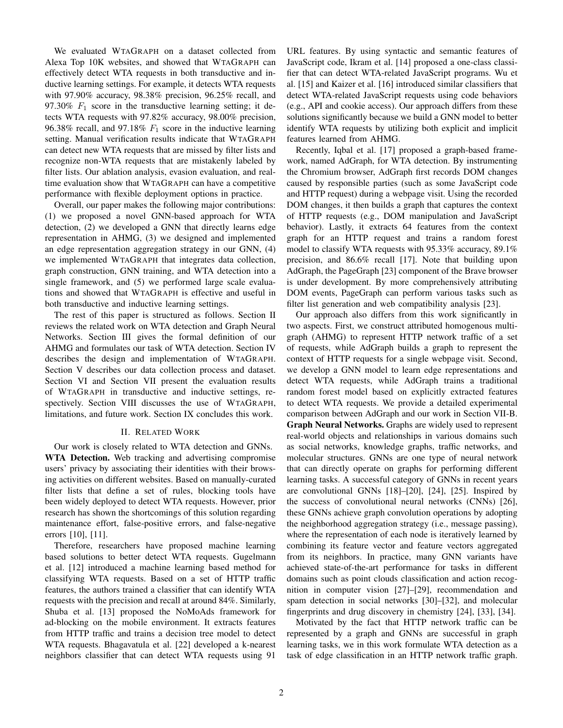We evaluated WTAGRAPH on a dataset collected from Alexa Top 10K websites, and showed that WTAGRAPH can effectively detect WTA requests in both transductive and inductive learning settings. For example, it detects WTA requests with 97.90% accuracy, 98.38% precision, 96.25% recall, and 97.30% $F_1$ score in the transductive learning setting; it detects WTA requests with 97.82% accuracy, 98.00% precision, 96.38% recall, and 97.18% $F_1$ score in the inductive learning setting. Manual verification results indicate that WTAGRAPH can detect new WTA requests that are missed by filter lists and recognize non-WTA requests that are mistakenly labeled by filter lists. Our ablation analysis, evasion evaluation, and real-time evaluation show that WTAGRAPH can have a competitive performance with flexible deployment options in practice.

Overall, our paper makes the following major contributions: (1) we proposed a novel GNN-based approach for WTA detection, (2) we developed a GNN that directly learns edge representation in AHMG, (3) we designed and implemented an edge representation aggregation strategy in our GNN, (4) we implemented WTAGRAPH that integrates data collection, graph construction, GNN training, and WTA detection into a single framework, and (5) we performed large scale evaluations and showed that WTAGRAPH is effective and useful in both transductive and inductive learning settings.

The rest of this paper is structured as follows. Section II reviews the related work on WTA detection and Graph Neural Networks. Section III gives the formal definition of our AHMG and formulates our task of WTA detection. Section IV describes the design and implementation of WTAGRAPH. Section V describes our data collection process and dataset. Section VI and Section VII present the evaluation results of WTAGRAPH in transductive and inductive settings, respectively. Section VIII discusses the use of WTAGRAPH, limitations, and future work. Section IX concludes this work.

## II. RELATED WORK

Our work is closely related to WTA detection and GNNs.

**WTA Detection.** Web tracking and advertising compromise users' privacy by associating their identities with their browsing activities on different websites. Based on manually-curated filter lists that define a set of rules, blocking tools have been widely deployed to detect WTA requests. However, prior research has shown the shortcomings of this solution regarding maintenance effort, false-positive errors, and false-negative errors [10], [11].

Therefore, researchers have proposed machine learning based solutions to better detect WTA requests. Gugelmann et al. [12] introduced a machine learning based method for classifying WTA requests. Based on a set of HTTP traffic features, the authors trained a classifier that can identify WTA requests with the precision and recall at around 84%. Similarly, Shuba et al. [13] proposed the NoMoAds framework for ad-blocking on the mobile environment. It extracts features from HTTP traffic and trains a decision tree model to detect WTA requests. Bhagavatula et al. [22] developed a k-nearest neighbors classifier that can detect WTA requests using 91 URL features. By using syntactic and semantic features of JavaScript code, Ikram et al. [14] proposed a one-class classifier that can detect WTA-related JavaScript programs. Wu et al. [15] and Kaizer et al. [16] introduced similar classifiers that detect WTA-related JavaScript requests using code behaviors (e.g., API and cookie access). Our approach differs from these solutions significantly because we build a GNN model to better identify WTA requests by utilizing both explicit and implicit features learned from AHMG.

Recently, Iqbal et al. [17] proposed a graph-based framework, named AdGraph, for WTA detection. By instrumenting the Chromium browser, AdGraph first records DOM changes caused by responsible parties (such as some JavaScript code and HTTP request) during a webpage visit. Using the recorded DOM changes, it then builds a graph that captures the context of HTTP requests (e.g., DOM manipulation and JavaScript behavior). Lastly, it extracts 64 features from the context graph for an HTTP request and trains a random forest model to classify WTA requests with 95.33% accuracy, 89.1% precision, and 86.6% recall [17]. Note that building upon AdGraph, the PageGraph [23] component of the Brave browser is under development. By more comprehensively attributing DOM events, PageGraph can perform various tasks such as filter list generation and web compatibility analysis [23].

Our approach also differs from this work significantly in two aspects. First, we construct attributed homogenous multigraph (AHMG) to represent HTTP network traffic of a set of requests, while AdGraph builds a graph to represent the context of HTTP requests for a single webpage visit. Second, we develop a GNN model to learn edge representations and detect WTA requests, while AdGraph trains a traditional random forest model based on explicitly extracted features to detect WTA requests. We provide a detailed experimental comparison between AdGraph and our work in Section VII-B.

**Graph Neural Networks.** Graphs are widely used to represent real-world objects and relationships in various domains such as social networks, knowledge graphs, traffic networks, and molecular structures. GNNs are one type of neural network that can directly operate on graphs for performing different learning tasks. A successful category of GNNs in recent years are convolutional GNNs [18]–[20], [24], [25]. Inspired by the success of convolutional neural networks (CNNs) [26], these GNNs achieve graph convolution operations by adopting the neighborhood aggregation strategy (i.e., message passing), where the representation of each node is iteratively learned by combining its feature vector and feature vectors aggregated from its neighbors. In practice, many GNN variants have achieved state-of-the-art performance for tasks in different domains such as point clouds classification and action recognition in computer vision [27]–[29], recommendation and spam detection in social networks [30]–[32], and molecular fingerprints and drug discovery in chemistry [24], [33], [34].

Motivated by the fact that HTTP network traffic can be represented by a graph and GNNs are successful in graph learning tasks, we in this work formulate WTA detection as a task of edge classification in an HTTP network traffic graph.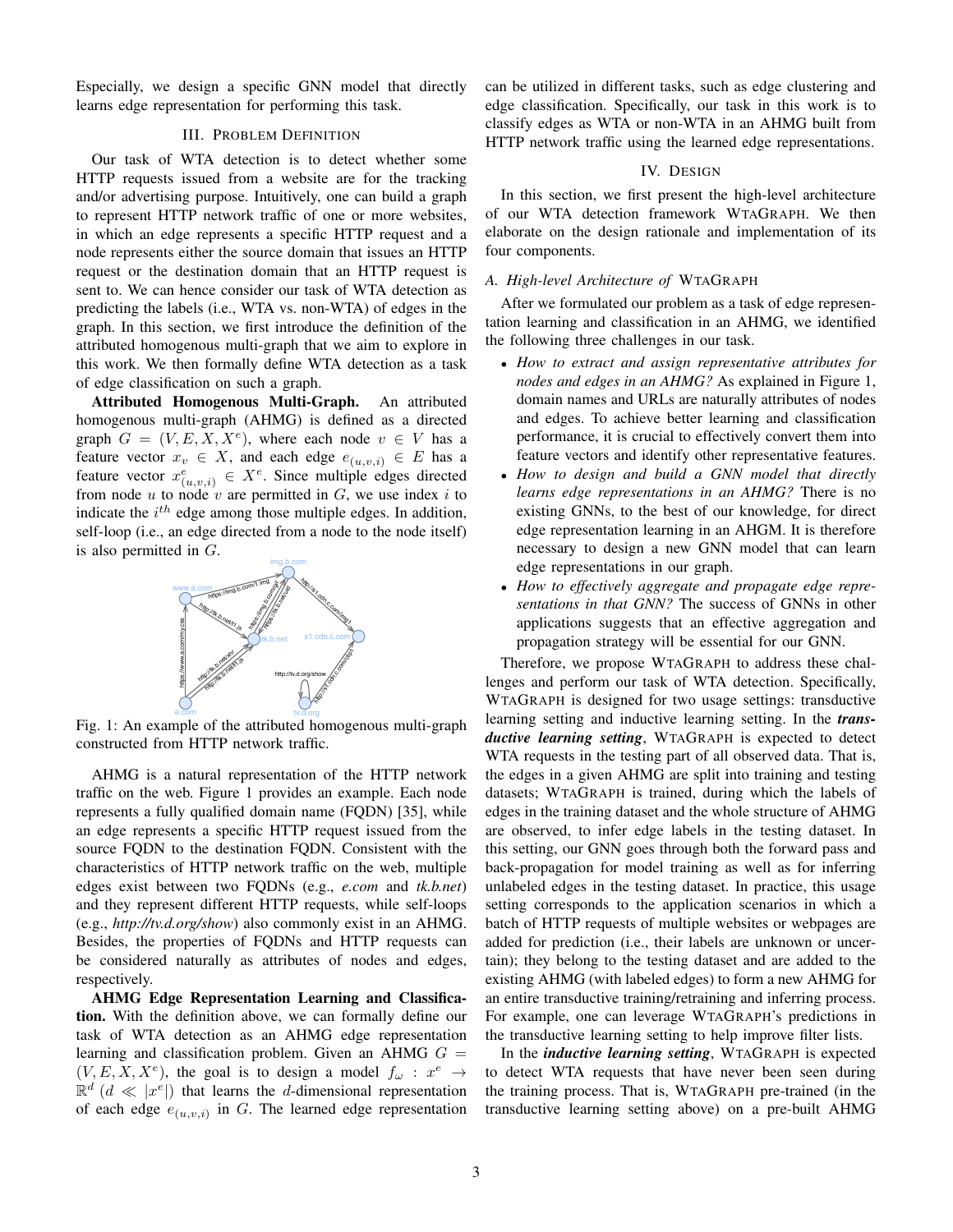Especially, we design a specific GNN model that directly learns edge representation for performing this task.

## III. Problem Definition

Our task of WTA detection is to detect whether some HTTP requests issued from a website are for the tracking and/or advertising purpose. Intuitively, one can build a graph to represent HTTP network traffic of one or more websites, in which an edge represents a specific HTTP request and a node represents either the source domain that issues an HTTP request or the destination domain that an HTTP request is sent to. We can hence consider our task of WTA detection as predicting the labels (i.e., WTA vs. non-WTA) of edges in the graph. In this section, we first introduce the definition of the attributed homogenous multi-graph that we aim to explore in this work. We then formally define WTA detection as a task of edge classification on such a graph.

**Attributed Homogenous Multi-Graph.** An attributed homogenous multi-graph (AHMG) is defined as a directed graph $G = (V, E, X, X^e)$, where each node $v \in V$ has a feature vector $x_v \in X$, and each edge $e_{(u,v,i)} \in E$ has a feature vector $x^e_{(u,v,i)} \in X^e$. Since multiple edges directed from node $u$ to node $v$ are permitted in $G$, we use index $i$ to indicate the $i^{th}$ edge among those multiple edges. In addition, self-loop (i.e., an edge directed from a node to the node itself) is also permitted in $G$.

Fig. 1: An example of the attributed homogenous multi-graph constructed from HTTP network traffic.

AHMG is a natural representation of the HTTP network traffic on the web. Figure 1 provides an example. Each node represents a fully qualified domain name (FQDN) [35], while an edge represents a specific HTTP request issued from the source FQDN to the destination FQDN. Consistent with the characteristics of HTTP network traffic on the web, multiple edges exist between two FQDNs (e.g., *e.com* and *tk.b.net*) and they represent different HTTP requests, while self-loops (e.g., *http://tv.d.org/show*) also commonly exist in an AHMG. Besides, the properties of FQDNs and HTTP requests can be considered naturally as attributes of nodes and edges, respectively.

**AHMG Edge Representation Learning and Classification.** With the definition above, we can formally define our task of WTA detection as an AHMG edge representation learning and classification problem. Given an AHMG $G = (V, E, X, X^e)$, the goal is to design a model $f_\omega : x^e \rightarrow \mathbb{R}^d$ ($d \ll |x^e|$) that learns the $d$-dimensional representation of each edge $e_{(u,v,i)}$ in $G$. The learned edge representation can be utilized in different tasks, such as edge clustering and edge classification. Specifically, our task in this work is to classify edges as WTA or non-WTA in an AHMG built from HTTP network traffic using the learned edge representations.

## IV. Design

In this section, we first present the high-level architecture of our WTA detection framework WTAGraph. We then elaborate on the design rationale and implementation of its four components.

### A. High-level Architecture of WTAGraph

After we formulated our problem as a task of edge representation learning and classification in an AHMG, we identified the following three challenges in our task.

- *How to extract and assign representative attributes for nodes and edges in an AHMG?* As explained in Figure 1, domain names and URLs are naturally attributes of nodes and edges. To achieve better learning and classification performance, it is crucial to effectively convert them into feature vectors and identify other representative features.
- *How to design and build a GNN model that directly learns edge representations in an AHMG?* There is no existing GNNs, to the best of our knowledge, for direct edge representation learning in an AHGM. It is therefore necessary to design a new GNN model that can learn edge representations in our graph.
- *How to effectively aggregate and propagate edge representations in that GNN?* The success of GNNs in other applications suggests that an effective aggregation and propagation strategy will be essential for our GNN.

Therefore, we propose WTAGraph to address these challenges and perform our task of WTA detection. Specifically, WTAGraph is designed for two usage settings: transductive learning setting and inductive learning setting. In the ***transductive learning setting***, WTAGraph is expected to detect WTA requests in the testing part of all observed data. That is, the edges in a given AHMG are split into training and testing datasets; WTAGraph is trained, during which the labels of edges in the training dataset and the whole structure of AHMG are observed, to infer edge labels in the testing dataset. In this setting, our GNN goes through both the forward pass and back-propagation for model training as well as for inferring unlabeled edges in the testing dataset. In practice, this usage setting corresponds to the application scenarios in which a batch of HTTP requests of multiple websites or webpages are added for prediction (i.e., their labels are unknown or uncertain); they belong to the testing dataset and are added to the existing AHMG (with labeled edges) to form a new AHMG for an entire transductive training/retraining and inferring process. For example, one can leverage WTAGraph's predictions in the transductive learning setting to help improve filter lists.

In the ***inductive learning setting***, WTAGraph is expected to detect WTA requests that have never been seen during the training process. That is, WTAGraph pre-trained (in the transductive learning setting above) on a pre-built AHMG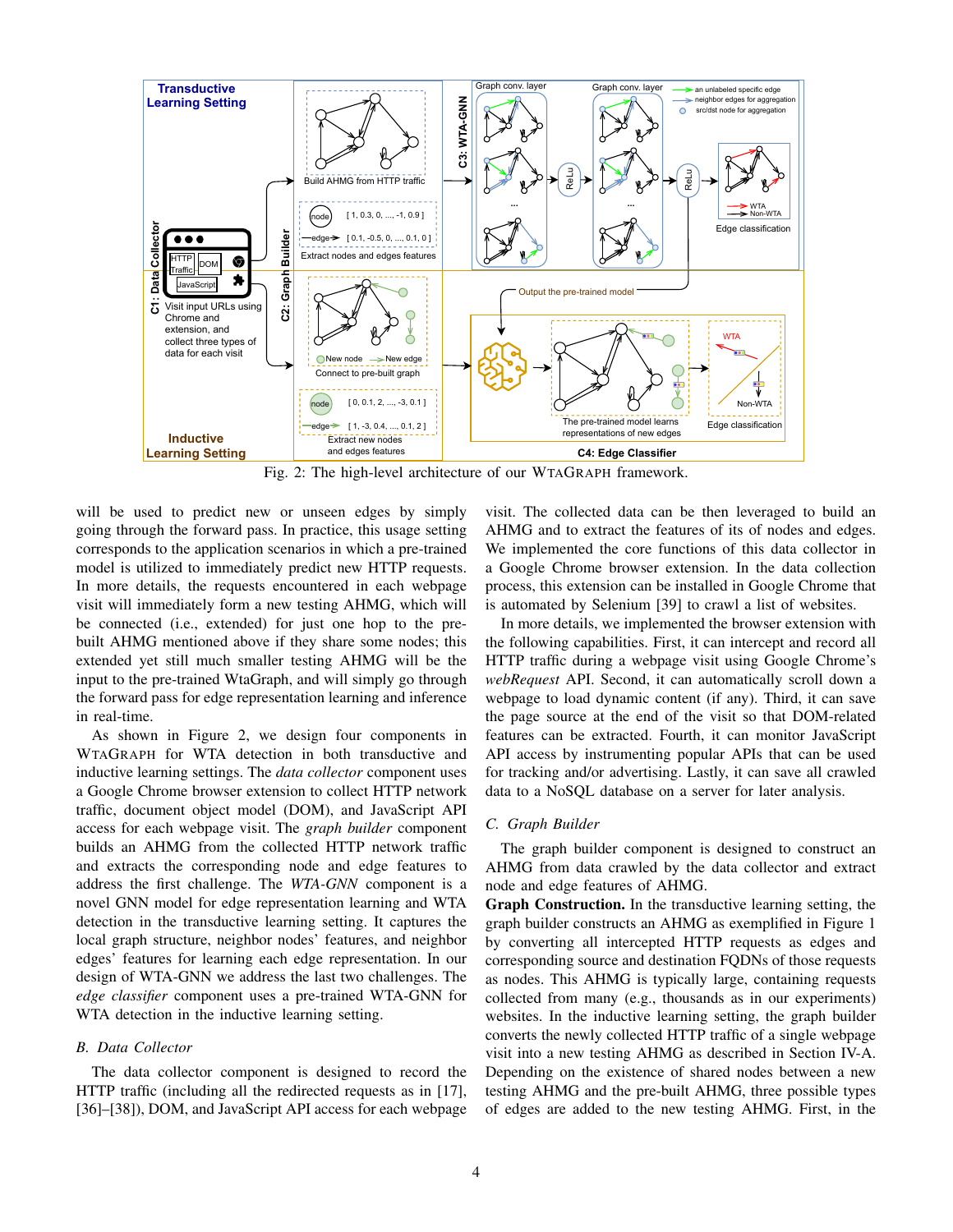Fig. 2: The high-level architecture of our WtaGraph framework.

will be used to predict new or unseen edges by simply going through the forward pass. In practice, this usage setting corresponds to the application scenarios in which a pre-trained model is utilized to immediately predict new HTTP requests. In more details, the requests encountered in each webpage visit will immediately form a new testing AHMG, which will be connected (i.e., extended) for just one hop to the pre-built AHMG mentioned above if they share some nodes; this extended yet still much smaller testing AHMG will be the input to the pre-trained WtaGraph, and will simply go through the forward pass for edge representation learning and inference in real-time.

As shown in Figure 2, we design four components in WtaGraph for WTA detection in both transductive and inductive learning settings. The *data collector* component uses a Google Chrome browser extension to collect HTTP network traffic, document object model (DOM), and JavaScript API access for each webpage visit. The *graph builder* component builds an AHMG from the collected HTTP network traffic and extracts the corresponding node and edge features to address the first challenge. The *WTA-GNN* component is a novel GNN model for edge representation learning and WTA detection in the transductive learning setting. It captures the local graph structure, neighbor nodes' features, and neighbor edges' features for learning each edge representation. In our design of WTA-GNN we address the last two challenges. The *edge classifier* component uses a pre-trained WTA-GNN for WTA detection in the inductive learning setting.

### B. Data Collector

The data collector component is designed to record the HTTP traffic (including all the redirected requests as in [17], [36]–[38]), DOM, and JavaScript API access for each webpage visit. The collected data can be then leveraged to build an AHMG and to extract the features of its of nodes and edges. We implemented the core functions of this data collector in a Google Chrome browser extension. In the data collection process, this extension can be installed in Google Chrome that is automated by Selenium [39] to crawl a list of websites.

In more details, we implemented the browser extension with the following capabilities. First, it can intercept and record all HTTP traffic during a webpage visit using Google Chrome's *webRequest* API. Second, it can automatically scroll down a webpage to load dynamic content (if any). Third, it can save the page source at the end of the visit so that DOM-related features can be extracted. Fourth, it can monitor JavaScript API access by instrumenting popular APIs that can be used for tracking and/or advertising. Lastly, it can save all crawled data to a NoSQL database on a server for later analysis.

### C. Graph Builder

The graph builder component is designed to construct an AHMG from data crawled by the data collector and extract node and edge features of AHMG.

**Graph Construction.** In the transductive learning setting, the graph builder constructs an AHMG as exemplified in Figure 1 by converting all intercepted HTTP requests as edges and corresponding source and destination FQDNs of those requests as nodes. This AHMG is typically large, containing requests collected from many (e.g., thousands as in our experiments) websites. In the inductive learning setting, the graph builder converts the newly collected HTTP traffic of a single webpage visit into a new testing AHMG as described in Section IV-A. Depending on the existence of shared nodes between a new testing AHMG and the pre-built AHMG, three possible types of edges are added to the new testing AHMG. First, in the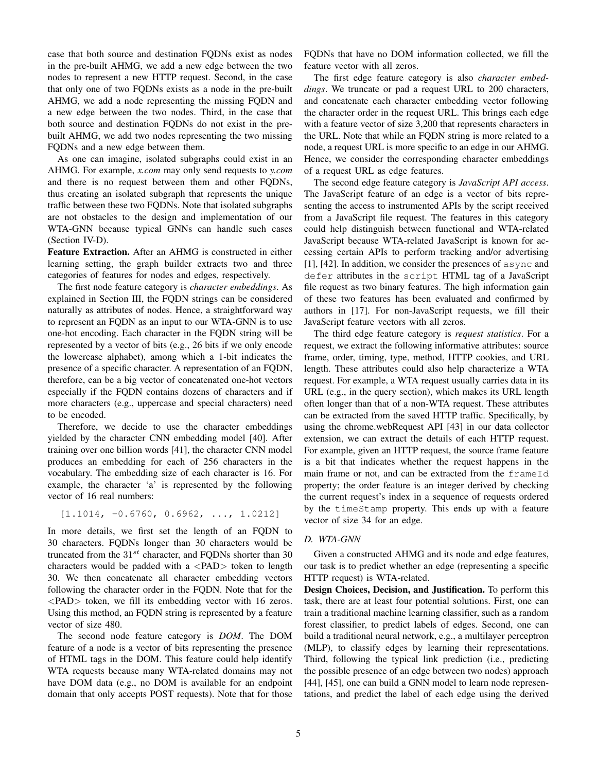case that both source and destination FQDNs exist as nodes in the pre-built AHMG, we add a new edge between the two nodes to represent a new HTTP request. Second, in the case that only one of two FQDNs exists as a node in the pre-built AHMG, we add a node representing the missing FQDN and a new edge between the two nodes. Third, in the case that both source and destination FQDNs do not exist in the pre-built AHMG, we add two nodes representing the two missing FQDNs and a new edge between them.

As one can imagine, isolated subgraphs could exist in an AHMG. For example, *x.com* may only send requests to *y.com* and there is no request between them and other FQDNs, thus creating an isolated subgraph that represents the unique traffic between these two FQDNs. Note that isolated subgraphs are not obstacles to the design and implementation of our WTA-GNN because typical GNNs can handle such cases (Section IV-D).

**Feature Extraction.** After an AHMG is constructed in either learning setting, the graph builder extracts two and three categories of features for nodes and edges, respectively.

The first node feature category is *character embeddings*. As explained in Section III, the FQDN strings can be considered naturally as attributes of nodes. Hence, a straightforward way to represent an FQDN as an input to our WTA-GNN is to use one-hot encoding. Each character in the FQDN string will be represented by a vector of bits (e.g., 26 bits if we only encode the lowercase alphabet), among which a 1-bit indicates the presence of a specific character. A representation of an FQDN, therefore, can be a big vector of concatenated one-hot vectors especially if the FQDN contains dozens of characters and if more characters (e.g., uppercase and special characters) need to be encoded.

Therefore, we decide to use the character embeddings yielded by the character CNN embedding model [40]. After training over one billion words [41], the character CNN model produces an embedding for each of 256 characters in the vocabulary. The embedding size of each character is 16. For example, the character 'a' is represented by the following vector of 16 real numbers:

```
[1.1014, -0.6760, 0.6962, ..., 1.0212]
```

In more details, we first set the length of an FQDN to 30 characters. FQDNs longer than 30 characters would be truncated from the $31^{st}$ character, and FQDNs shorter than 30 characters would be padded with a <PAD> token to length 30. We then concatenate all character embedding vectors following the character order in the FQDN. Note that for the <PAD> token, we fill its embedding vector with 16 zeros. Using this method, an FQDN string is represented by a feature vector of size 480.

The second node feature category is *DOM*. The DOM feature of a node is a vector of bits representing the presence of HTML tags in the DOM. This feature could help identify WTA requests because many WTA-related domains may not have DOM data (e.g., no DOM is available for an endpoint domain that only accepts POST requests). Note that for those FQDNs that have no DOM information collected, we fill the feature vector with all zeros.

The first edge feature category is also *character embeddings*. We truncate or pad a request URL to 200 characters, and concatenate each character embedding vector following the character order in the request URL. This brings each edge with a feature vector of size 3,200 that represents characters in the URL. Note that while an FQDN string is more related to a node, a request URL is more specific to an edge in our AHMG. Hence, we consider the corresponding character embeddings of a request URL as edge features.

The second edge feature category is *JavaScript API access*. The JavaScript feature of an edge is a vector of bits representing the access to instrumented APIs by the script received from a JavaScript file request. The features in this category could help distinguish between functional and WTA-related JavaScript because WTA-related JavaScript is known for accessing certain APIs to perform tracking and/or advertising [1], [42]. In addition, we consider the presences of `async` and `defer` attributes in the `script` HTML tag of a JavaScript file request as two binary features. The high information gain of these two features has been evaluated and confirmed by authors in [17]. For non-JavaScript requests, we fill their JavaScript feature vectors with all zeros.

The third edge feature category is *request statistics*. For a request, we extract the following informative attributes: source frame, order, timing, type, method, HTTP cookies, and URL length. These attributes could also help characterize a WTA request. For example, a WTA request usually carries data in its URL (e.g., in the query section), which makes its URL length often longer than that of a non-WTA request. These attributes can be extracted from the saved HTTP traffic. Specifically, by using the chrome.webRequest API [43] in our data collector extension, we can extract the details of each HTTP request. For example, given an HTTP request, the source frame feature is a bit that indicates whether the request happens in the main frame or not, and can be extracted from the `frameId` property; the order feature is an integer derived by checking the current request's index in a sequence of requests ordered by the `timeStamp` property. This ends up with a feature vector of size 34 for an edge.

### D. WTA-GNN

Given a constructed AHMG and its node and edge features, our task is to predict whether an edge (representing a specific HTTP request) is WTA-related.

**Design Choices, Decision, and Justification.** To perform this task, there are at least four potential solutions. First, one can train a traditional machine learning classifier, such as a random forest classifier, to predict labels of edges. Second, one can build a traditional neural network, e.g., a multilayer perceptron (MLP), to classify edges by learning their representations. Third, following the typical link prediction (i.e., predicting the possible presence of an edge between two nodes) approach [44], [45], one can build a GNN model to learn node representations, and predict the label of each edge using the derived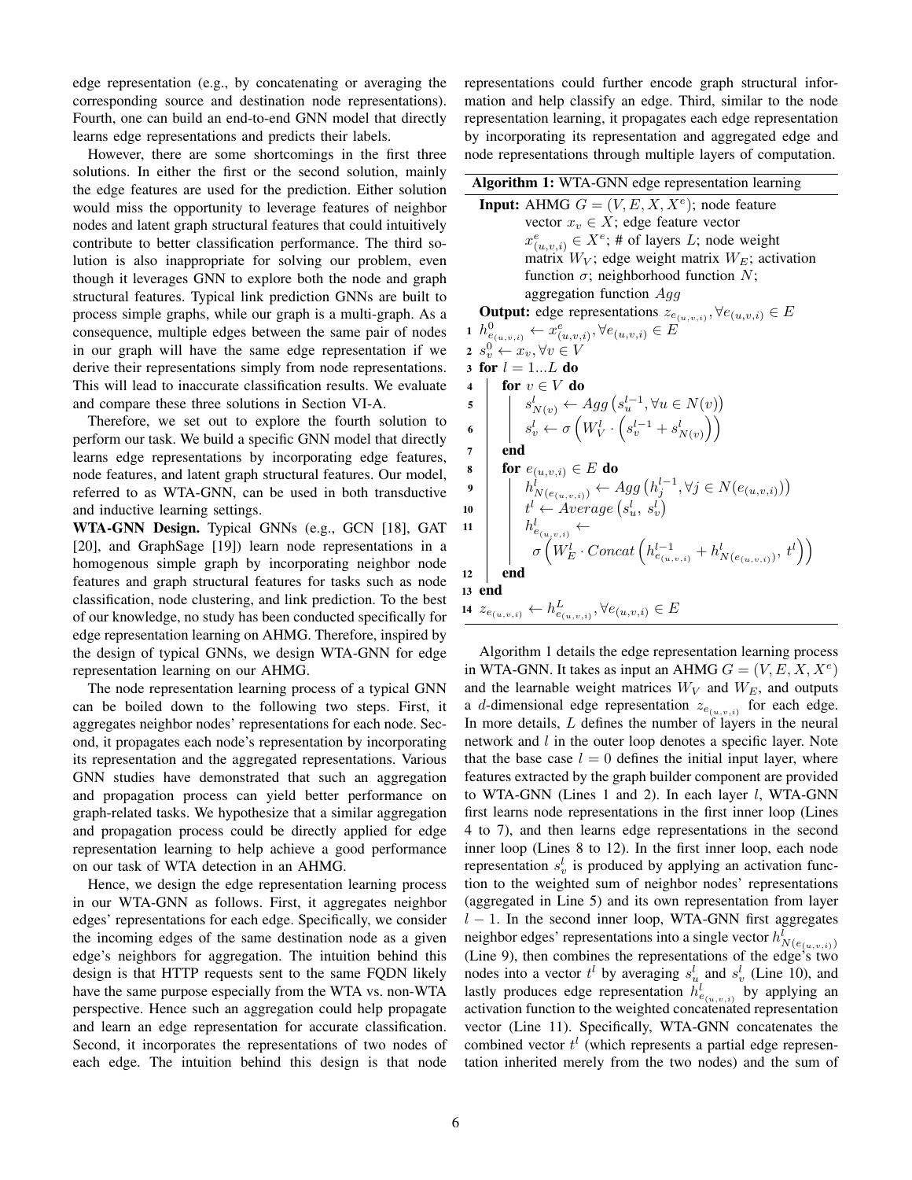edge representation (e.g., by concatenating or averaging the corresponding source and destination node representations). Fourth, one can build an end-to-end GNN model that directly learns edge representations and predicts their labels.

However, there are some shortcomings in the first three solutions. In either the first or the second solution, mainly the edge features are used for the prediction. Either solution would miss the opportunity to leverage features of neighbor nodes and latent graph structural features that could intuitively contribute to better classification performance. The third solution is also inappropriate for solving our problem, even though it leverages GNN to explore both the node and graph structural features. Typical link prediction GNNs are built to process simple graphs, while our graph is a multi-graph. As a consequence, multiple edges between the same pair of nodes in our graph will have the same edge representation if we derive their representations simply from node representations. This will lead to inaccurate classification results. We evaluate and compare these three solutions in Section VI-A.

Therefore, we set out to explore the fourth solution to perform our task. We build a specific GNN model that directly learns edge representations by incorporating edge features, node features, and latent graph structural features. Our model, referred to as WTA-GNN, can be used in both transductive and inductive learning settings.

**WTA-GNN Design.** Typical GNNs (e.g., GCN [18], GAT [20], and GraphSage [19]) learn node representations in a homogenous simple graph by incorporating neighbor node features and graph structural features for tasks such as node classification, node clustering, and link prediction. To the best of our knowledge, no study has been conducted specifically for edge representation learning on AHMG. Therefore, inspired by the design of typical GNNs, we design WTA-GNN for edge representation learning on our AHMG.

The node representation learning process of a typical GNN can be boiled down to the following two steps. First, it aggregates neighbor nodes' representations for each node. Second, it propagates each node's representation by incorporating its representation and the aggregated representations. Various GNN studies have demonstrated that such an aggregation and propagation process can yield better performance on graph-related tasks. We hypothesize that a similar aggregation and propagation process could be directly applied for edge representation learning to help achieve a good performance on our task of WTA detection in an AHMG.

Hence, we design the edge representation learning process in our WTA-GNN as follows. First, it aggregates neighbor edges' representations for each edge. Specifically, we consider the incoming edges of the same destination node as a given edge's neighbors for aggregation. The intuition behind this design is that HTTP requests sent to the same FQDN likely have the same purpose especially from the WTA vs. non-WTA perspective. Hence such an aggregation could help propagate and learn an edge representation for accurate classification. Second, it incorporates the representations of two nodes of each edge. The intuition behind this design is that node representations could further encode graph structural information and help classify an edge. Third, similar to the node representation learning, it propagates each edge representation by incorporating its representation and aggregated edge and node representations through multiple layers of computation.

**Algorithm 1:** WTA-GNN edge representation learning

**Input:** AHMG $G = (V, E, X, X^e)$; node feature vector $x_v \in X$; edge feature vector $x^e_{(u,v,i)} \in X^e$; # of layers $L$; node weight matrix $W_V$; edge weight matrix $W_E$; activation function $\sigma$; neighborhood function $N$; aggregation function $Agg$

**Output:** edge representations $z_{e_{(u,v,i)}}, \forall e_{(u,v,i)} \in E$

1. $h^0_{e_{(u,v,i)}} \leftarrow x^e_{(u,v,i)}, \forall e_{(u,v,i)} \in E$
2. $s^0_v \leftarrow x_v, \forall v \in V$
3. **for** $l = 1...L$ **do**
4. &nbsp;&nbsp;&nbsp;&nbsp;**for** $v \in V$ **do**
5. &nbsp;&nbsp;&nbsp;&nbsp;&nbsp;&nbsp;&nbsp;&nbsp;$s^l_{N(v)} \leftarrow Agg\left(s^{l-1}_u, \forall u \in N(v)\right)$
6. &nbsp;&nbsp;&nbsp;&nbsp;&nbsp;&nbsp;&nbsp;&nbsp;$s^l_v \leftarrow \sigma\left(W^l_V \cdot \left(s^{l-1}_v + s^l_{N(v)}\right)\right)$
7. &nbsp;&nbsp;&nbsp;&nbsp;**end**
8. &nbsp;&nbsp;&nbsp;&nbsp;**for** $e_{(u,v,i)} \in E$ **do**
9. &nbsp;&nbsp;&nbsp;&nbsp;&nbsp;&nbsp;&nbsp;&nbsp;$h^l_{N(e_{(u,v,i)})} \leftarrow Agg\left(h^{l-1}_j, \forall j \in N(e_{(u,v,i)})\right)$
10. &nbsp;&nbsp;&nbsp;&nbsp;&nbsp;&nbsp;&nbsp;&nbsp;$t^l \leftarrow Average\left(s^l_u,\ s^l_v\right)$
11. &nbsp;&nbsp;&nbsp;&nbsp;&nbsp;&nbsp;&nbsp;&nbsp;$h^l_{e_{(u,v,i)}} \leftarrow \sigma\left(W^l_E \cdot Concat\left(h^{l-1}_{e_{(u,v,i)}} + h^l_{N(e_{(u,v,i)})},\ t^l\right)\right)$
12. &nbsp;&nbsp;&nbsp;&nbsp;**end**
13. **end**
14. $z_{e_{(u,v,i)}} \leftarrow h^L_{e_{(u,v,i)}}, \forall e_{(u,v,i)} \in E$

Algorithm 1 details the edge representation learning process in WTA-GNN. It takes as input an AHMG $G = (V, E, X, X^e)$ and the learnable weight matrices $W_V$ and $W_E$, and outputs a $d$-dimensional edge representation $z_{e_{(u,v,i)}}$ for each edge. In more details, $L$ defines the number of layers in the neural network and $l$ in the outer loop denotes a specific layer. Note that the base case $l = 0$ defines the initial input layer, where features extracted by the graph builder component are provided to WTA-GNN (Lines 1 and 2). In each layer $l$, WTA-GNN first learns node representations in the first inner loop (Lines 4 to 7), and then learns edge representations in the second inner loop (Lines 8 to 12). In the first inner loop, each node representation $s^l_v$ is produced by applying an activation function to the weighted sum of neighbor nodes' representations (aggregated in Line 5) and its own representation from layer $l-1$. In the second inner loop, WTA-GNN first aggregates neighbor edges' representations into a single vector $h^l_{N(e_{(u,v,i)})}$ (Line 9), then combines the representations of the edge's two nodes into a vector $t^l$ by averaging $s^l_u$ and $s^l_v$ (Line 10), and lastly produces edge representation $h^l_{e_{(u,v,i)}}$ by applying an activation function to the weighted concatenated representation vector (Line 11). Specifically, WTA-GNN concatenates the combined vector $t^l$ (which represents a partial edge representation inherited merely from the two nodes) and the sum of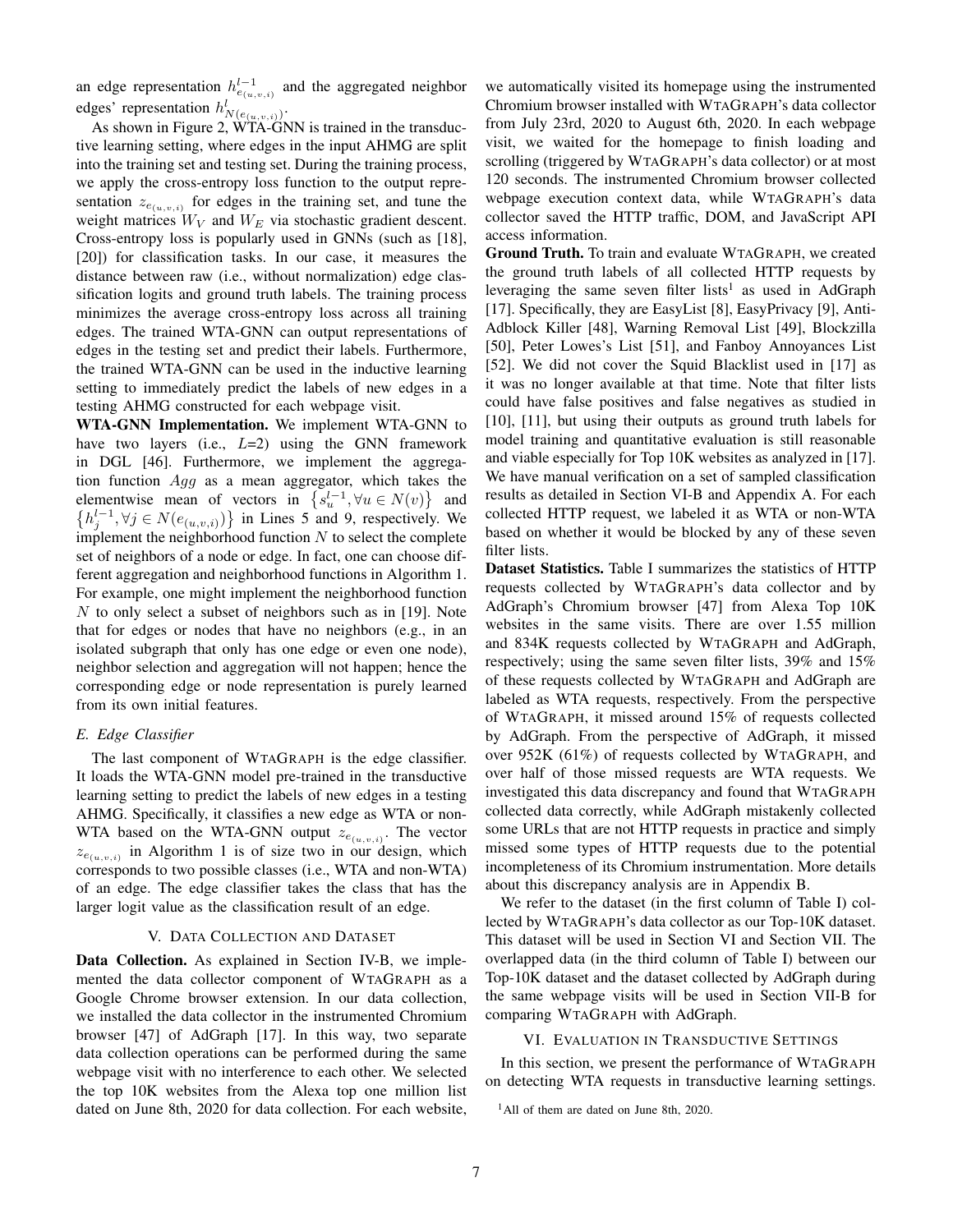an edge representation $h^{l-1}_{e_{(u,v,i)}}$ and the aggregated neighbor edges' representation $h^{l}_{N(e_{(u,v,i)})}$.

As shown in Figure 2, WTA-GNN is trained in the transductive learning setting, where edges in the input AHMG are split into the training set and testing set. During the training process, we apply the cross-entropy loss function to the output representation $z_{e_{(u,v,i)}}$ for edges in the training set, and tune the weight matrices $W_V$ and $W_E$ via stochastic gradient descent. Cross-entropy loss is popularly used in GNNs (such as [18], [20]) for classification tasks. In our case, it measures the distance between raw (i.e., without normalization) edge classification logits and ground truth labels. The training process minimizes the average cross-entropy loss across all training edges. The trained WTA-GNN can output representations of edges in the testing set and predict their labels. Furthermore, the trained WTA-GNN can be used in the inductive learning setting to immediately predict the labels of new edges in a testing AHMG constructed for each webpage visit.

**WTA-GNN Implementation.** We implement WTA-GNN to have two layers (i.e., $L$=2) using the GNN framework in DGL [46]. Furthermore, we implement the aggregation function $Agg$ as a mean aggregator, which takes the elementwise mean of vectors in $\{s^{l-1}_u, \forall u \in N(v)\}$ and $\{h^{l-1}_j, \forall j \in N(e_{(u,v,i)})\}$ in Lines 5 and 9, respectively. We implement the neighborhood function $N$ to select the complete set of neighbors of a node or edge. In fact, one can choose different aggregation and neighborhood functions in Algorithm 1. For example, one might implement the neighborhood function $N$ to only select a subset of neighbors such as in [19]. Note that for edges or nodes that have no neighbors (e.g., in an isolated subgraph that only has one edge or even one node), neighbor selection and aggregation will not happen; hence the corresponding edge or node representation is purely learned from its own initial features.

### E. Edge Classifier

The last component of WTAGRAPH is the edge classifier. It loads the WTA-GNN model pre-trained in the transductive learning setting to predict the labels of new edges in a testing AHMG. Specifically, it classifies a new edge as WTA or non-WTA based on the WTA-GNN output $z_{e_{(u,v,i)}}$. The vector $z_{e_{(u,v,i)}}$ in Algorithm 1 is of size two in our design, which corresponds to two possible classes (i.e., WTA and non-WTA) of an edge. The edge classifier takes the class that has the larger logit value as the classification result of an edge.

## V. Data Collection and Dataset

**Data Collection.** As explained in Section IV-B, we implemented the data collector component of WTAGRAPH as a Google Chrome browser extension. In our data collection, we installed the data collector in the instrumented Chromium browser [47] of AdGraph [17]. In this way, two separate data collection operations can be performed during the same webpage visit with no interference to each other. We selected the top 10K websites from the Alexa top one million list dated on June 8th, 2020 for data collection. For each website, we automatically visited its homepage using the instrumented Chromium browser installed with WTAGRAPH's data collector from July 23rd, 2020 to August 6th, 2020. In each webpage visit, we waited for the homepage to finish loading and scrolling (triggered by WTAGRAPH's data collector) or at most 120 seconds. The instrumented Chromium browser collected webpage execution context data, while WTAGRAPH's data collector saved the HTTP traffic, DOM, and JavaScript API access information.

**Ground Truth.** To train and evaluate WTAGRAPH, we created the ground truth labels of all collected HTTP requests by leveraging the same seven filter lists[1] as used in AdGraph [17]. Specifically, they are EasyList [8], EasyPrivacy [9], Anti-Adblock Killer [48], Warning Removal List [49], Blockzilla [50], Peter Lowes's List [51], and Fanboy Annoyances List [52]. We did not cover the Squid Blacklist used in [17] as it was no longer available at that time. Note that filter lists could have false positives and false negatives as studied in [10], [11], but using their outputs as ground truth labels for model training and quantitative evaluation is still reasonable and viable especially for Top 10K websites as analyzed in [17]. We have manual verification on a set of sampled classification results as detailed in Section VI-B and Appendix A. For each collected HTTP request, we labeled it as WTA or non-WTA based on whether it would be blocked by any of these seven filter lists.

**Dataset Statistics.** Table I summarizes the statistics of HTTP requests collected by WTAGRAPH's data collector and by AdGraph's Chromium browser [47] from Alexa Top 10K websites in the same visits. There are over 1.55 million and 834K requests collected by WTAGRAPH and AdGraph, respectively; using the same seven filter lists, 39% and 15% of these requests collected by WTAGRAPH and AdGraph are labeled as WTA requests, respectively. From the perspective of WTAGRAPH, it missed around 15% of requests collected by AdGraph. From the perspective of AdGraph, it missed over 952K (61%) of requests collected by WTAGRAPH, and over half of those missed requests are WTA requests. We investigated this data discrepancy and found that WTAGRAPH collected data correctly, while AdGraph mistakenly collected some URLs that are not HTTP requests in practice and simply missed some types of HTTP requests due to the potential incompleteness of its Chromium instrumentation. More details about this discrepancy analysis are in Appendix B.

We refer to the dataset (in the first column of Table I) collected by WTAGRAPH's data collector as our Top-10K dataset. This dataset will be used in Section VI and Section VII. The overlapped data (in the third column of Table I) between our Top-10K dataset and the dataset collected by AdGraph during the same webpage visits will be used in Section VII-B for comparing WTAGRAPH with AdGraph.

## VI. Evaluation in Transductive Settings

In this section, we present the performance of WTAGRAPH on detecting WTA requests in transductive learning settings.

[1] All of them are dated on June 8th, 2020.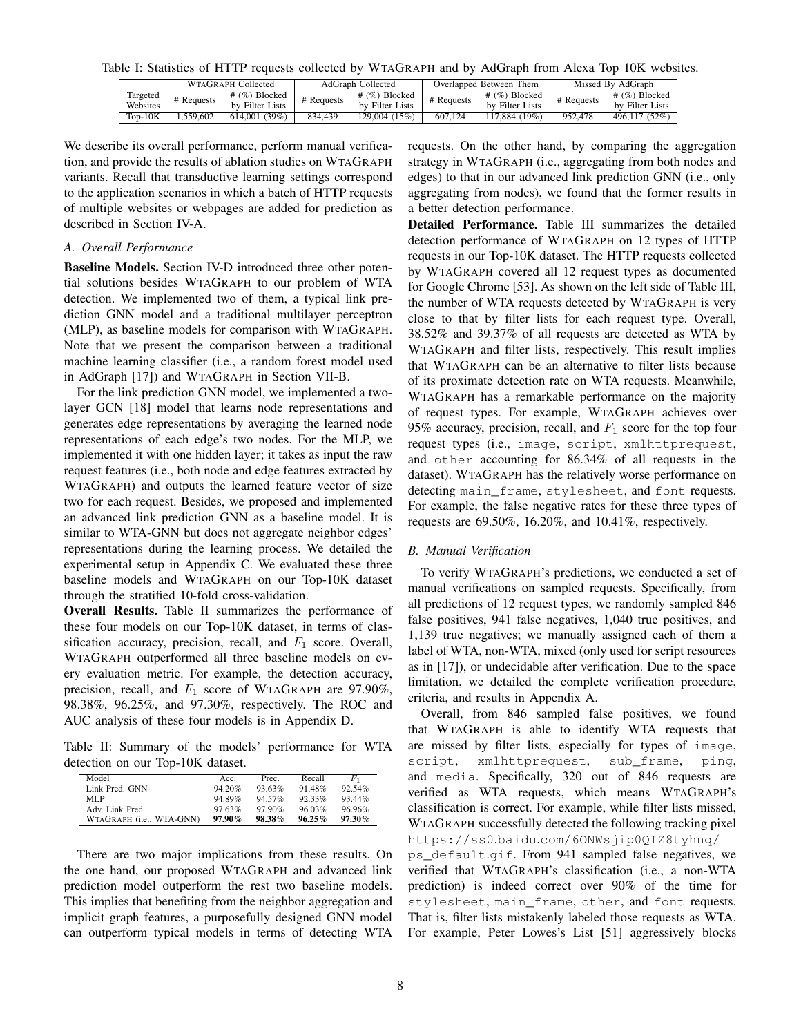Table I: Statistics of HTTP requests collected by WTAGRAPH and by AdGraph from Alexa Top 10K websites.

| Targeted Websites | WTAGRAPH Collected | | AdGraph Collected | | Overlapped Between Them | | Missed By AdGraph | |
|---|---|---|---|---|---|---|---|---|
| | # Requests | # (%) Blocked by Filter Lists | # Requests | # (%) Blocked by Filter Lists | # Requests | # (%) Blocked by Filter Lists | # Requests | # (%) Blocked by Filter Lists |
| Top-10K | 1,559,602 | 614,001 (39%) | 834,439 | 129,004 (15%) | 607,124 | 117,884 (19%) | 952,478 | 496,117 (52%) |

We describe its overall performance, perform manual verification, and provide the results of ablation studies on WTAGRAPH variants. Recall that transductive learning settings correspond to the application scenarios in which a batch of HTTP requests of multiple websites or webpages are added for prediction as described in Section IV-A.

### A. Overall Performance

**Baseline Models.** Section IV-D introduced three other potential solutions besides WTAGRAPH to our problem of WTA detection. We implemented two of them, a typical link prediction GNN model and a traditional multilayer perceptron (MLP), as baseline models for comparison with WTAGRAPH. Note that we present the comparison between a traditional machine learning classifier (i.e., a random forest model used in AdGraph [17]) and WTAGRAPH in Section VII-B.

For the link prediction GNN model, we implemented a two-layer GCN [18] model that learns node representations and generates edge representations by averaging the learned node representations of each edge's two nodes. For the MLP, we implemented it with one hidden layer; it takes as input the raw request features (i.e., both node and edge features extracted by WTAGRAPH) and outputs the learned feature vector of size two for each request. Besides, we proposed and implemented an advanced link prediction GNN as a baseline model. It is similar to WTA-GNN but does not aggregate neighbor edges' representations during the learning process. We detailed the experimental setup in Appendix C. We evaluated these three baseline models and WTAGRAPH on our Top-10K dataset through the stratified 10-fold cross-validation.

**Overall Results.** Table II summarizes the performance of these four models on our Top-10K dataset, in terms of classification accuracy, precision, recall, and $F_1$ score. Overall, WTAGRAPH outperformed all three baseline models on every evaluation metric. For example, the detection accuracy, precision, recall, and $F_1$ score of WTAGRAPH are 97.90%, 98.38%, 96.25%, and 97.30%, respectively. The ROC and AUC analysis of these four models is in Appendix D.

Table II: Summary of the models' performance for WTA detection on our Top-10K dataset.

| Model | Acc. | Prec. | Recall | $F_1$ |
|---|---|---|---|---|
| Link Pred. GNN | 94.20% | 93.63% | 91.48% | 92.54% |
| MLP | 94.89% | 94.57% | 92.33% | 93.44% |
| Adv. Link Pred. | 97.63% | 97.90% | 96.03% | 96.96% |
| WTAGRAPH (i.e., WTA-GNN) | **97.90%** | **98.38%** | **96.25%** | **97.30%** |

There are two major implications from these results. On the one hand, our proposed WTAGRAPH and advanced link prediction model outperform the rest two baseline models. This implies that benefiting from the neighbor aggregation and implicit graph features, a purposefully designed GNN model can outperform typical models in terms of detecting WTA requests. On the other hand, by comparing the aggregation strategy in WTAGRAPH (i.e., aggregating from both nodes and edges) to that in our advanced link prediction GNN (i.e., only aggregating from nodes), we found that the former results in a better detection performance.

**Detailed Performance.** Table III summarizes the detailed detection performance of WTAGRAPH on 12 types of HTTP requests in our Top-10K dataset. The HTTP requests collected by WTAGRAPH covered all 12 request types as documented for Google Chrome [53]. As shown on the left side of Table III, the number of WTA requests detected by WTAGRAPH is very close to that by filter lists for each request type. Overall, 38.52% and 39.37% of all requests are detected as WTA by WTAGRAPH and filter lists, respectively. This result implies that WTAGRAPH can be an alternative to filter lists because of its proximate detection rate on WTA requests. Meanwhile, WTAGRAPH has a remarkable performance on the majority of request types. For example, WTAGRAPH achieves over 95% accuracy, precision, recall, and $F_1$ score for the top four request types (i.e., `image`, `script`, `xmlhttprequest`, and `other` accounting for 86.34% of all requests in the dataset). WTAGRAPH has the relatively worse performance on detecting `main_frame`, `stylesheet`, and `font` requests. For example, the false negative rates for these three types of requests are 69.50%, 16.20%, and 10.41%, respectively.

### B. Manual Verification

To verify WTAGRAPH's predictions, we conducted a set of manual verifications on sampled requests. Specifically, from all predictions of 12 request types, we randomly sampled 846 false positives, 941 false negatives, 1,040 true positives, and 1,139 true negatives; we manually assigned each of them a label of WTA, non-WTA, mixed (only used for script resources as in [17]), or undecidable after verification. Due to the space limitation, we detailed the complete verification procedure, criteria, and results in Appendix A.

Overall, from 846 sampled false positives, we found that WTAGRAPH is able to identify WTA requests that are missed by filter lists, especially for types of `image`, `script`, `xmlhttprequest`, `sub_frame`, `ping`, and `media`. Specifically, 320 out of 846 requests are verified as WTA requests, which means WTAGRAPH's classification is correct. For example, while filter lists missed, WTAGRAPH successfully detected the following tracking pixel `https://ss0.baidu.com/6ONWsjip0QIZ8tyhnq/ps_default.gif`. From 941 sampled false negatives, we verified that WTAGRAPH's classification (i.e., a non-WTA prediction) is indeed correct over 90% of the time for `stylesheet`, `main_frame`, `other`, and `font` requests. That is, filter lists mistakenly labeled those requests as WTA. For example, Peter Lowes's List [51] aggressively blocks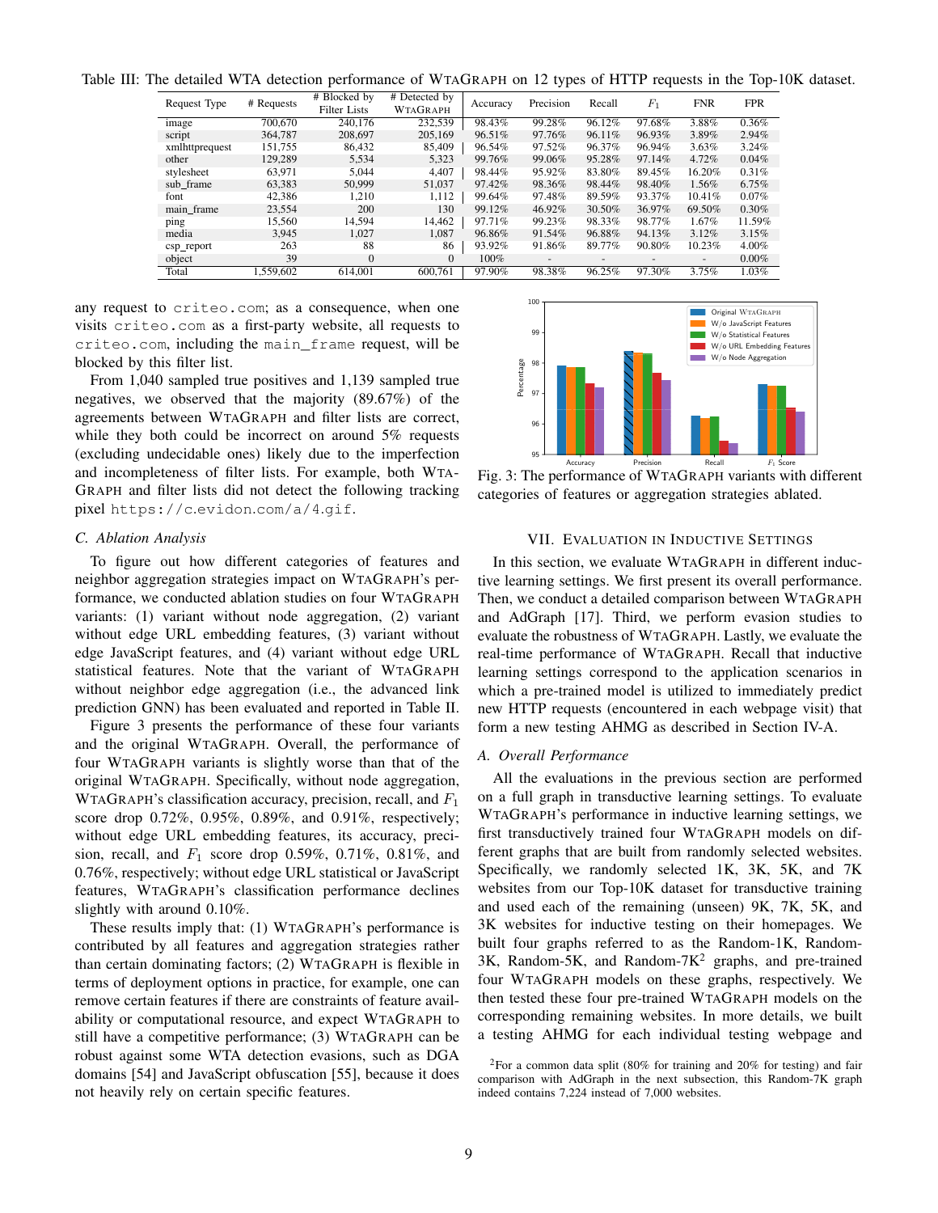Table III: The detailed WTA detection performance of WTAGRAPH on 12 types of HTTP requests in the Top-10K dataset.

| Request Type | # Requests | # Blocked by Filter Lists | # Detected by WTAGRAPH | Accuracy | Precision | Recall | $F_1$ | FNR | FPR |
|---|---|---|---|---|---|---|---|---|---|
| image | 700,670 | 240,176 | 232,539 | 98.43% | 99.28% | 96.12% | 97.68% | 3.88% | 0.36% |
| script | 364,787 | 208,697 | 205,169 | 96.51% | 97.76% | 96.11% | 96.93% | 3.89% | 2.94% |
| xmlhttprequest | 151,755 | 86,432 | 85,409 | 96.54% | 97.52% | 96.37% | 96.94% | 3.63% | 3.24% |
| other | 129,289 | 5,534 | 5,323 | 99.76% | 99.06% | 95.28% | 97.14% | 4.72% | 0.04% |
| stylesheet | 63,971 | 5,044 | 4,407 | 98.44% | 95.92% | 83.80% | 89.45% | 16.20% | 0.31% |
| sub_frame | 63,383 | 50,999 | 51,037 | 97.42% | 98.36% | 98.44% | 98.40% | 1.56% | 6.75% |
| font | 42,386 | 1,210 | 1,112 | 99.64% | 97.48% | 89.59% | 93.37% | 10.41% | 0.07% |
| main_frame | 23,554 | 200 | 130 | 99.12% | 46.92% | 30.50% | 36.97% | 69.50% | 0.30% |
| ping | 15,560 | 14,594 | 14,462 | 97.71% | 99.23% | 98.33% | 98.77% | 1.67% | 11.59% |
| media | 3,945 | 1,027 | 1,087 | 96.86% | 91.54% | 96.88% | 94.13% | 3.12% | 3.15% |
| csp_report | 263 | 88 | 86 | 93.92% | 91.86% | 89.77% | 90.80% | 10.23% | 4.00% |
| object | 39 | 0 | 0 | 100% | - | - | - | - | 0.00% |
| Total | 1,559,602 | 614,001 | 600,761 | 97.90% | 98.38% | 96.25% | 97.30% | 3.75% | 1.03% |

any request to `criteo.com`; as a consequence, when one visits `criteo.com` as a first-party website, all requests to `criteo.com`, including the `main_frame` request, will be blocked by this filter list.

From 1,040 sampled true positives and 1,139 sampled true negatives, we observed that the majority (89.67%) of the agreements between WTAGRAPH and filter lists are correct, while they both could be incorrect on around 5% requests (excluding undecidable ones) likely due to the imperfection and incompleteness of filter lists. For example, both WTAGRAPH and filter lists did not detect the following tracking pixel `https://c.evidon.com/a/4.gif`.

### C. Ablation Analysis

To figure out how different categories of features and neighbor aggregation strategies impact on WTAGRAPH's performance, we conducted ablation studies on four WTAGRAPH variants: (1) variant without node aggregation, (2) variant without edge URL embedding features, (3) variant without edge JavaScript features, and (4) variant without edge URL statistical features. Note that the variant of WTAGRAPH without neighbor edge aggregation (i.e., the advanced link prediction GNN) has been evaluated and reported in Table II.

Figure 3 presents the performance of these four variants and the original WTAGRAPH. Overall, the performance of four WTAGRAPH variants is slightly worse than that of the original WTAGRAPH. Specifically, without node aggregation, WTAGRAPH's classification accuracy, precision, recall, and $F_1$ score drop 0.72%, 0.95%, 0.89%, and 0.91%, respectively; without edge URL embedding features, its accuracy, precision, recall, and $F_1$ score drop 0.59%, 0.71%, 0.81%, and 0.76%, respectively; without edge URL statistical or JavaScript features, WTAGRAPH's classification performance declines slightly with around 0.10%.

These results imply that: (1) WTAGRAPH's performance is contributed by all features and aggregation strategies rather than certain dominating factors; (2) WTAGRAPH is flexible in terms of deployment options in practice, for example, one can remove certain features if there are constraints of feature availability or computational resource, and expect WTAGRAPH to still have a competitive performance; (3) WTAGRAPH can be robust against some WTA detection evasions, such as DGA domains [54] and JavaScript obfuscation [55], because it does not heavily rely on certain specific features.

Fig. 3: The performance of WTAGRAPH variants with different categories of features or aggregation strategies ablated.

## VII. Evaluation in Inductive Settings

In this section, we evaluate WTAGRAPH in different inductive learning settings. We first present its overall performance. Then, we conduct a detailed comparison between WTAGRAPH and AdGraph [17]. Third, we perform evasion studies to evaluate the robustness of WTAGRAPH. Lastly, we evaluate the real-time performance of WTAGRAPH. Recall that inductive learning settings correspond to the application scenarios in which a pre-trained model is utilized to immediately predict new HTTP requests (encountered in each webpage visit) that form a new testing AHMG as described in Section IV-A.

### A. Overall Performance

All the evaluations in the previous section are performed on a full graph in transductive learning settings. To evaluate WTAGRAPH's performance in inductive learning settings, we first transductively trained four WTAGRAPH models on different graphs that are built from randomly selected websites. Specifically, we randomly selected 1K, 3K, 5K, and 7K websites from our Top-10K dataset for transductive training and used each of the remaining (unseen) 9K, 7K, 5K, and 3K websites for inductive testing on their homepages. We built four graphs referred to as the Random-1K, Random-3K, Random-5K, and Random-7K[2] graphs, and pre-trained four WTAGRAPH models on these graphs, respectively. We then tested these four pre-trained WTAGRAPH models on the corresponding remaining websites. In more details, we built a testing AHMG for each individual testing webpage and

[2]For a common data split (80% for training and 20% for testing) and fair comparison with AdGraph in the next subsection, this Random-7K graph indeed contains 7,224 instead of 7,000 websites.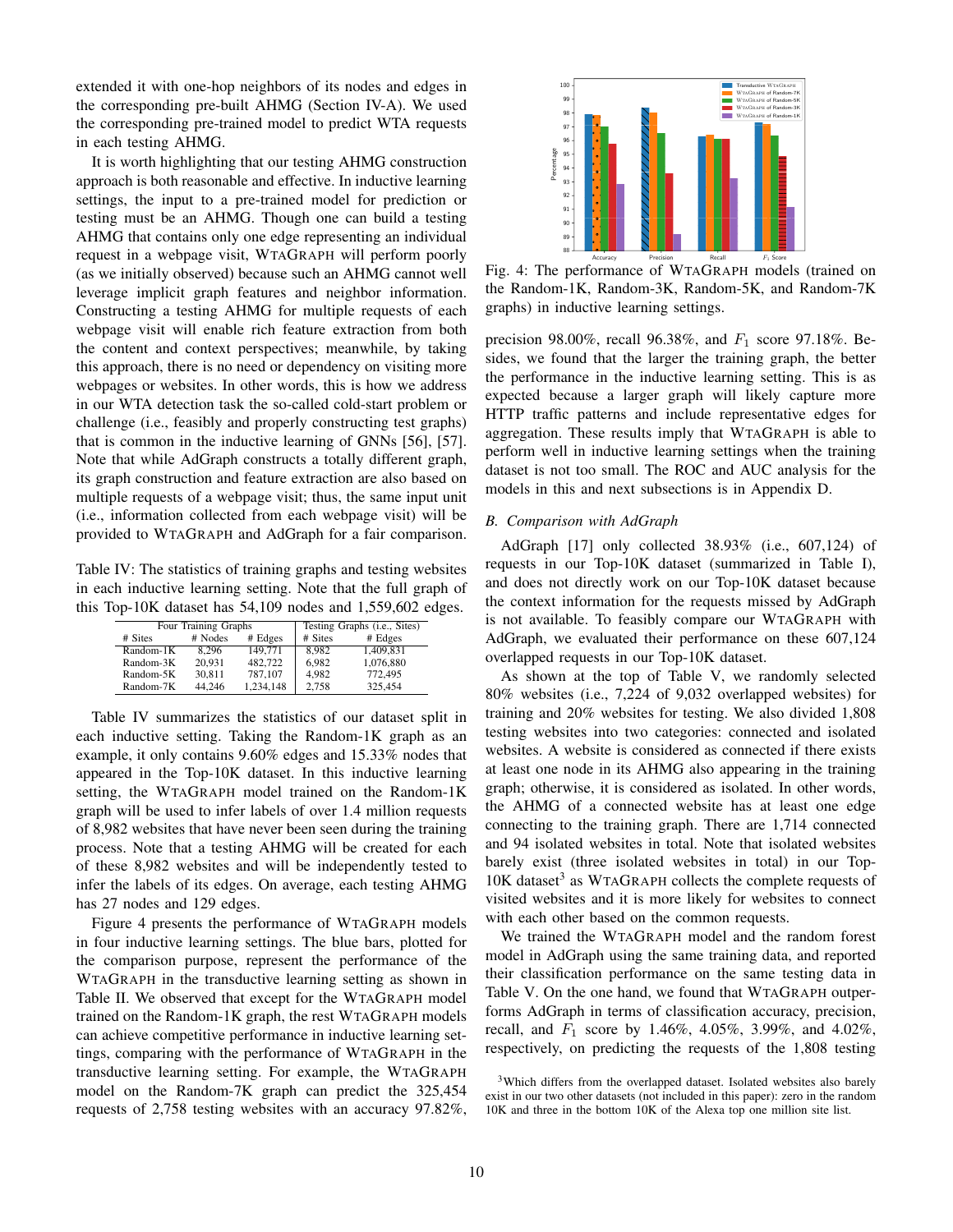extended it with one-hop neighbors of its nodes and edges in the corresponding pre-built AHMG (Section IV-A). We used the corresponding pre-trained model to predict WTA requests in each testing AHMG.

It is worth highlighting that our testing AHMG construction approach is both reasonable and effective. In inductive learning settings, the input to a pre-trained model for prediction or testing must be an AHMG. Though one can build a testing AHMG that contains only one edge representing an individual request in a webpage visit, WTAGRAPH will perform poorly (as we initially observed) because such an AHMG cannot well leverage implicit graph features and neighbor information. Constructing a testing AHMG for multiple requests of each webpage visit will enable rich feature extraction from both the content and context perspectives; meanwhile, by taking this approach, there is no need or dependency on visiting more webpages or websites. In other words, this is how we address in our WTA detection task the so-called cold-start problem or challenge (i.e., feasibly and properly constructing test graphs) that is common in the inductive learning of GNNs [56], [57]. Note that while AdGraph constructs a totally different graph, its graph construction and feature extraction are also based on multiple requests of a webpage visit; thus, the same input unit (i.e., information collected from each webpage visit) will be provided to WTAGRAPH and AdGraph for a fair comparison.

Table IV: The statistics of training graphs and testing websites in each inductive learning setting. Note that the full graph of this Top-10K dataset has 54,109 nodes and 1,559,602 edges.

| Four Training Graphs | | | Testing Graphs (i.e., Sites) | |
|---|---|---|---|---|
| # Sites | # Nodes | # Edges | # Sites | # Edges |
| Random-1K | 8,296 | 149,771 | 8,982 | 1,409,831 |
| Random-3K | 20,931 | 482,722 | 6,982 | 1,076,880 |
| Random-5K | 30,811 | 787,107 | 4,982 | 772,495 |
| Random-7K | 44,246 | 1,234,148 | 2,758 | 325,454 |

Table IV summarizes the statistics of our dataset split in each inductive setting. Taking the Random-1K graph as an example, it only contains 9.60% edges and 15.33% nodes that appeared in the Top-10K dataset. In this inductive learning setting, the WTAGRAPH model trained on the Random-1K graph will be used to infer labels of over 1.4 million requests of 8,982 websites that have never been seen during the training process. Note that a testing AHMG will be created for each of these 8,982 websites and will be independently tested to infer the labels of its edges. On average, each testing AHMG has 27 nodes and 129 edges.

Figure 4 presents the performance of WTAGRAPH models in four inductive learning settings. The blue bars, plotted for the comparison purpose, represent the performance of the WTAGRAPH in the transductive learning setting as shown in Table II. We observed that except for the WTAGRAPH model trained on the Random-1K graph, the rest WTAGRAPH models can achieve competitive performance in inductive learning settings, comparing with the performance of WTAGRAPH in the transductive learning setting. For example, the WTAGRAPH model on the Random-7K graph can predict the 325,454 requests of 2,758 testing websites with an accuracy 97.82%,

Fig. 4: The performance of WTAGRAPH models (trained on the Random-1K, Random-3K, Random-5K, and Random-7K graphs) in inductive learning settings.

precision 98.00%, recall 96.38%, and $F_1$ score 97.18%. Besides, we found that the larger the training graph, the better the performance in the inductive learning setting. This is as expected because a larger graph will likely capture more HTTP traffic patterns and include representative edges for aggregation. These results imply that WTAGRAPH is able to perform well in inductive learning settings when the training dataset is not too small. The ROC and AUC analysis for the models in this and next subsections is in Appendix D.

### *B. Comparison with AdGraph*

AdGraph [17] only collected 38.93% (i.e., 607,124) of requests in our Top-10K dataset (summarized in Table I), and does not directly work on our Top-10K dataset because the context information for the requests missed by AdGraph is not available. To feasibly compare our WTAGRAPH with AdGraph, we evaluated their performance on these 607,124 overlapped requests in our Top-10K dataset.

As shown at the top of Table V, we randomly selected 80% websites (i.e., 7,224 of 9,032 overlapped websites) for training and 20% websites for testing. We also divided 1,808 testing websites into two categories: connected and isolated websites. A website is considered as connected if there exists at least one node in its AHMG also appearing in the training graph; otherwise, it is considered as isolated. In other words, the AHMG of a connected website has at least one edge connecting to the training graph. There are 1,714 connected and 94 isolated websites in total. Note that isolated websites barely exist (three isolated websites in total) in our Top-10K dataset[3] as WTAGRAPH collects the complete requests of visited websites and it is more likely for websites to connect with each other based on the common requests.

We trained the WTAGRAPH model and the random forest model in AdGraph using the same training data, and reported their classification performance on the same testing data in Table V. On the one hand, we found that WTAGRAPH outperforms AdGraph in terms of classification accuracy, precision, recall, and $F_1$ score by 1.46%, 4.05%, 3.99%, and 4.02%, respectively, on predicting the requests of the 1,808 testing

[3]Which differs from the overlapped dataset. Isolated websites also barely exist in our two other datasets (not included in this paper): zero in the random 10K and three in the bottom 10K of the Alexa top one million site list.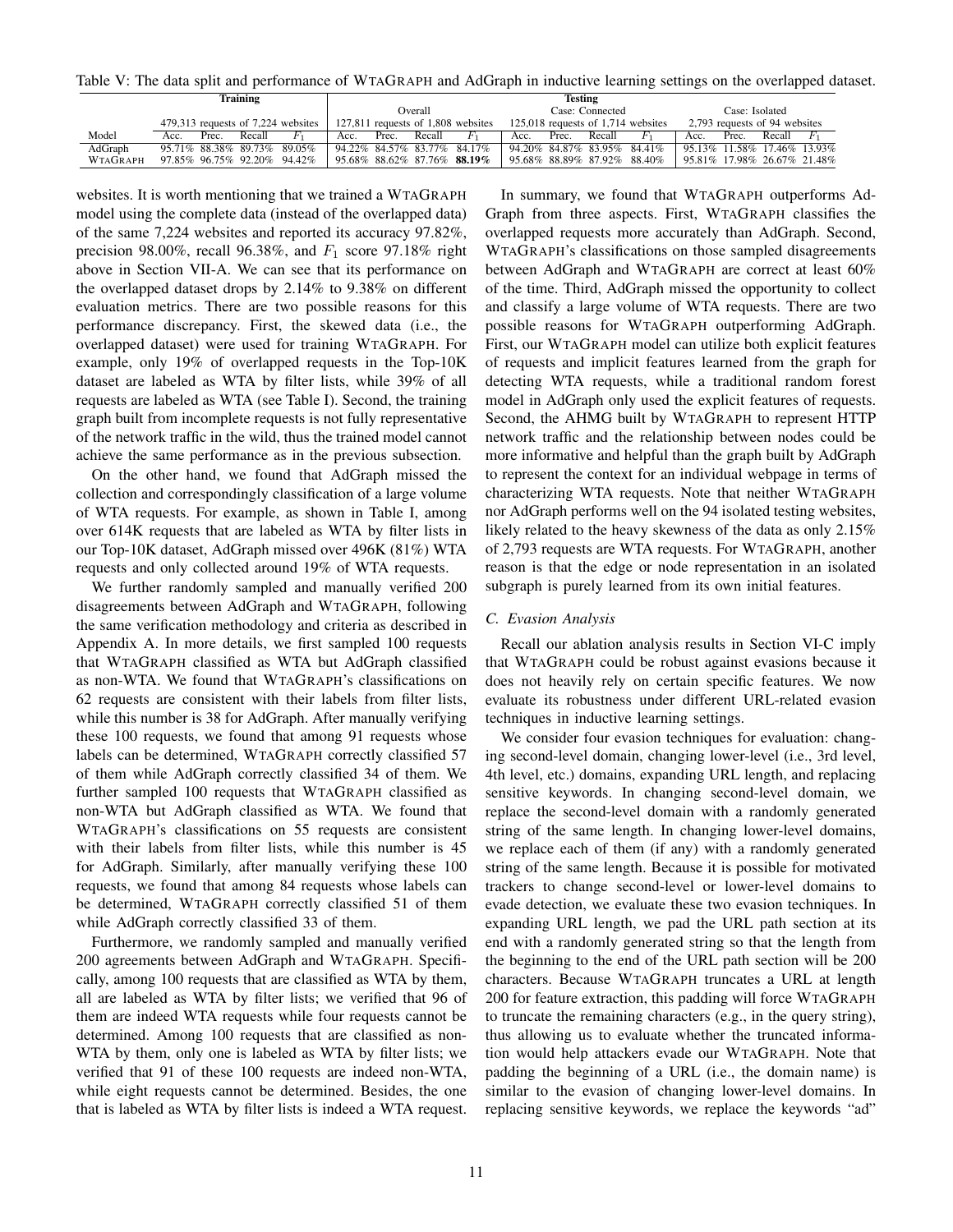Table V: The data split and performance of WTAGRAPH and AdGraph in inductive learning settings on the overlapped dataset.

| | Training | | | | Testing | | | | | | | | | | | |
|---|---|---|---|---|---|---|---|---|---|---|---|---|---|---|---|---|
| | | | | | Overall | | | | Case: Connected | | | | Case: Isolated | | | |
| | 479,313 requests of 7,224 websites | | | | 127,811 requests of 1,808 websites | | | | 125,018 requests of 1,714 websites | | | | 2,793 requests of 94 websites | | | |
| Model | Acc. | Prec. | Recall | $F_1$ | Acc. | Prec. | Recall | $F_1$ | Acc. | Prec. | Recall | $F_1$ | Acc. | Prec. | Recall | $F_1$ |
| AdGraph | 95.71% | 88.38% | 89.73% | 89.05% | 94.22% | 84.57% | 83.77% | 84.17% | 94.20% | 84.87% | 83.95% | 84.41% | 95.13% | 11.58% | 17.46% | 13.93% |
| WTAGRAPH | 97.85% | 96.75% | 92.20% | 94.42% | 95.68% | 88.62% | 87.76% | **88.19%** | 95.68% | 88.89% | 87.92% | 88.40% | 95.81% | 17.98% | 26.67% | 21.48% |

websites. It is worth mentioning that we trained a WTAGRAPH model using the complete data (instead of the overlapped data) of the same 7,224 websites and reported its accuracy 97.82%, precision 98.00%, recall 96.38%, and $F_1$ score 97.18% right above in Section VII-A. We can see that its performance on the overlapped dataset drops by 2.14% to 9.38% on different evaluation metrics. There are two possible reasons for this performance discrepancy. First, the skewed data (i.e., the overlapped dataset) were used for training WTAGRAPH. For example, only 19% of overlapped requests in the Top-10K dataset are labeled as WTA by filter lists, while 39% of all requests are labeled as WTA (see Table I). Second, the training graph built from incomplete requests is not fully representative of the network traffic in the wild, thus the trained model cannot achieve the same performance as in the previous subsection.

On the other hand, we found that AdGraph missed the collection and correspondingly classification of a large volume of WTA requests. For example, as shown in Table I, among over 614K requests that are labeled as WTA by filter lists in our Top-10K dataset, AdGraph missed over 496K (81%) WTA requests and only collected around 19% of WTA requests.

We further randomly sampled and manually verified 200 disagreements between AdGraph and WTAGRAPH, following the same verification methodology and criteria as described in Appendix A. In more details, we first sampled 100 requests that WTAGRAPH classified as WTA but AdGraph classified as non-WTA. We found that WTAGRAPH's classifications on 62 requests are consistent with their labels from filter lists, while this number is 38 for AdGraph. After manually verifying these 100 requests, we found that among 91 requests whose labels can be determined, WTAGRAPH correctly classified 57 of them while AdGraph correctly classified 34 of them. We further sampled 100 requests that WTAGRAPH classified as non-WTA but AdGraph classified as WTA. We found that WTAGRAPH's classifications on 55 requests are consistent with their labels from filter lists, while this number is 45 for AdGraph. Similarly, after manually verifying these 100 requests, we found that among 84 requests whose labels can be determined, WTAGRAPH correctly classified 51 of them while AdGraph correctly classified 33 of them.

Furthermore, we randomly sampled and manually verified 200 agreements between AdGraph and WTAGRAPH. Specifically, among 100 requests that are classified as WTA by them, all are labeled as WTA by filter lists; we verified that 96 of them are indeed WTA requests while four requests cannot be determined. Among 100 requests that are classified as non-WTA by them, only one is labeled as WTA by filter lists; we verified that 91 of these 100 requests are indeed non-WTA, while eight requests cannot be determined. Besides, the one that is labeled as WTA by filter lists is indeed a WTA request.

In summary, we found that WTAGRAPH outperforms AdGraph from three aspects. First, WTAGRAPH classifies the overlapped requests more accurately than AdGraph. Second, WTAGRAPH's classifications on those sampled disagreements between AdGraph and WTAGRAPH are correct at least 60% of the time. Third, AdGraph missed the opportunity to collect and classify a large volume of WTA requests. There are two possible reasons for WTAGRAPH outperforming AdGraph. First, our WTAGRAPH model can utilize both explicit features of requests and implicit features learned from the graph for detecting WTA requests, while a traditional random forest model in AdGraph only used the explicit features of requests. Second, the AHMG built by WTAGRAPH to represent HTTP network traffic and the relationship between nodes could be more informative and helpful than the graph built by AdGraph to represent the context for an individual webpage in terms of characterizing WTA requests. Note that neither WTAGRAPH nor AdGraph performs well on the 94 isolated testing websites, likely related to the heavy skewness of the data as only 2.15% of 2,793 requests are WTA requests. For WTAGRAPH, another reason is that the edge or node representation in an isolated subgraph is purely learned from its own initial features.

### C. Evasion Analysis

Recall our ablation analysis results in Section VI-C imply that WTAGRAPH could be robust against evasions because it does not heavily rely on certain specific features. We now evaluate its robustness under different URL-related evasion techniques in inductive learning settings.

We consider four evasion techniques for evaluation: changing second-level domain, changing lower-level (i.e., 3rd level, 4th level, etc.) domains, expanding URL length, and replacing sensitive keywords. In changing second-level domain, we replace the second-level domain with a randomly generated string of the same length. In changing lower-level domains, we replace each of them (if any) with a randomly generated string of the same length. Because it is possible for motivated trackers to change second-level or lower-level domains to evade detection, we evaluate these two evasion techniques. In expanding URL length, we pad the URL path section at its end with a randomly generated string so that the length from the beginning to the end of the URL path section will be 200 characters. Because WTAGRAPH truncates a URL at length 200 for feature extraction, this padding will force WTAGRAPH to truncate the remaining characters (e.g., in the query string), thus allowing us to evaluate whether the truncated information would help attackers evade our WTAGRAPH. Note that padding the beginning of a URL (i.e., the domain name) is similar to the evasion of changing lower-level domains. In replacing sensitive keywords, we replace the keywords "ad"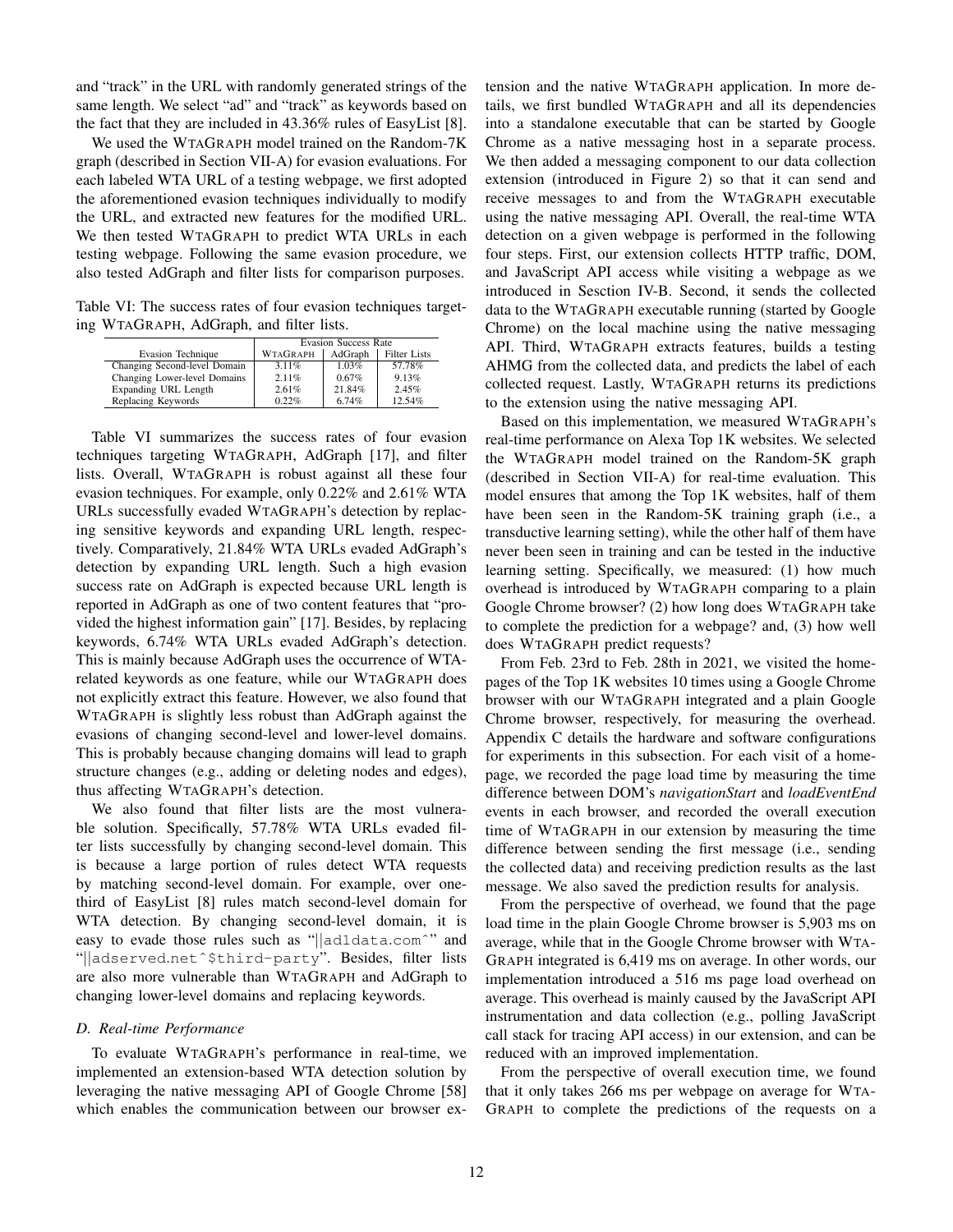and "track" in the URL with randomly generated strings of the same length. We select "ad" and "track" as keywords based on the fact that they are included in 43.36% rules of EasyList [8].

We used the WTAGRAPH model trained on the Random-7K graph (described in Section VII-A) for evasion evaluations. For each labeled WTA URL of a testing webpage, we first adopted the aforementioned evasion techniques individually to modify the URL, and extracted new features for the modified URL. We then tested WTAGRAPH to predict WTA URLs in each testing webpage. Following the same evasion procedure, we also tested AdGraph and filter lists for comparison purposes.

Table VI: The success rates of four evasion techniques targeting WTAGRAPH, AdGraph, and filter lists.

| | Evasion Success Rate | | |
|---|---|---|---|
| Evasion Technique | WTAGRAPH | AdGraph | Filter Lists |
| Changing Second-level Domain | 3.11% | 1.03% | 57.78% |
| Changing Lower-level Domains | 2.11% | 0.67% | 9.13% |
| Expanding URL Length | 2.61% | 21.84% | 2.45% |
| Replacing Keywords | 0.22% | 6.74% | 12.54% |

Table VI summarizes the success rates of four evasion techniques targeting WTAGRAPH, AdGraph [17], and filter lists. Overall, WTAGRAPH is robust against all these four evasion techniques. For example, only 0.22% and 2.61% WTA URLs successfully evaded WTAGRAPH's detection by replacing sensitive keywords and expanding URL length, respectively. Comparatively, 21.84% WTA URLs evaded AdGraph's detection by expanding URL length. Such a high evasion success rate on AdGraph is expected because URL length is reported in AdGraph as one of two content features that "provided the highest information gain" [17]. Besides, by replacing keywords, 6.74% WTA URLs evaded AdGraph's detection. This is mainly because AdGraph uses the occurrence of WTA-related keywords as one feature, while our WTAGRAPH does not explicitly extract this feature. However, we also found that WTAGRAPH is slightly less robust than AdGraph against the evasions of changing second-level and lower-level domains. This is probably because changing domains will lead to graph structure changes (e.g., adding or deleting nodes and edges), thus affecting WTAGRAPH's detection.

We also found that filter lists are the most vulnerable solution. Specifically, 57.78% WTA URLs evaded filter lists successfully by changing second-level domain. This is because a large portion of rules detect WTA requests by matching second-level domain. For example, over one-third of EasyList [8] rules match second-level domain for WTA detection. By changing second-level domain, it is easy to evade those rules such as "||ad1data.com^" and "||adserved.net^$third-party". Besides, filter lists are also more vulnerable than WTAGRAPH and AdGraph to changing lower-level domains and replacing keywords.

### D. Real-time Performance

To evaluate WTAGRAPH's performance in real-time, we implemented an extension-based WTA detection solution by leveraging the native messaging API of Google Chrome [58] which enables the communication between our browser extension and the native WTAGRAPH application. In more details, we first bundled WTAGRAPH and all its dependencies into a standalone executable that can be started by Google Chrome as a native messaging host in a separate process. We then added a messaging component to our data collection extension (introduced in Figure 2) so that it can send and receive messages to and from the WTAGRAPH executable using the native messaging API. Overall, the real-time WTA detection on a given webpage is performed in the following four steps. First, our extension collects HTTP traffic, DOM, and JavaScript API access while visiting a webpage as we introduced in Sesction IV-B. Second, it sends the collected data to the WTAGRAPH executable running (started by Google Chrome) on the local machine using the native messaging API. Third, WTAGRAPH extracts features, builds a testing AHMG from the collected data, and predicts the label of each collected request. Lastly, WTAGRAPH returns its predictions to the extension using the native messaging API.

Based on this implementation, we measured WTAGRAPH's real-time performance on Alexa Top 1K websites. We selected the WTAGRAPH model trained on the Random-5K graph (described in Section VII-A) for real-time evaluation. This model ensures that among the Top 1K websites, half of them have been seen in the Random-5K training graph (i.e., a transductive learning setting), while the other half of them have never been seen in training and can be tested in the inductive learning setting. Specifically, we measured: (1) how much overhead is introduced by WTAGRAPH comparing to a plain Google Chrome browser? (2) how long does WTAGRAPH take to complete the prediction for a webpage? and, (3) how well does WTAGRAPH predict requests?

From Feb. 23rd to Feb. 28th in 2021, we visited the homepages of the Top 1K websites 10 times using a Google Chrome browser with our WTAGRAPH integrated and a plain Google Chrome browser, respectively, for measuring the overhead. Appendix C details the hardware and software configurations for experiments in this subsection. For each visit of a homepage, we recorded the page load time by measuring the time difference between DOM's *navigationStart* and *loadEventEnd* events in each browser, and recorded the overall execution time of WTAGRAPH in our extension by measuring the time difference between sending the first message (i.e., sending the collected data) and receiving prediction results as the last message. We also saved the prediction results for analysis.

From the perspective of overhead, we found that the page load time in the plain Google Chrome browser is 5,903 ms on average, while that in the Google Chrome browser with WTAGRAPH integrated is 6,419 ms on average. In other words, our implementation introduced a 516 ms page load overhead on average. This overhead is mainly caused by the JavaScript API instrumentation and data collection (e.g., polling JavaScript call stack for tracing API access) in our extension, and can be reduced with an improved implementation.

From the perspective of overall execution time, we found that it only takes 266 ms per webpage on average for WTAGRAPH to complete the predictions of the requests on a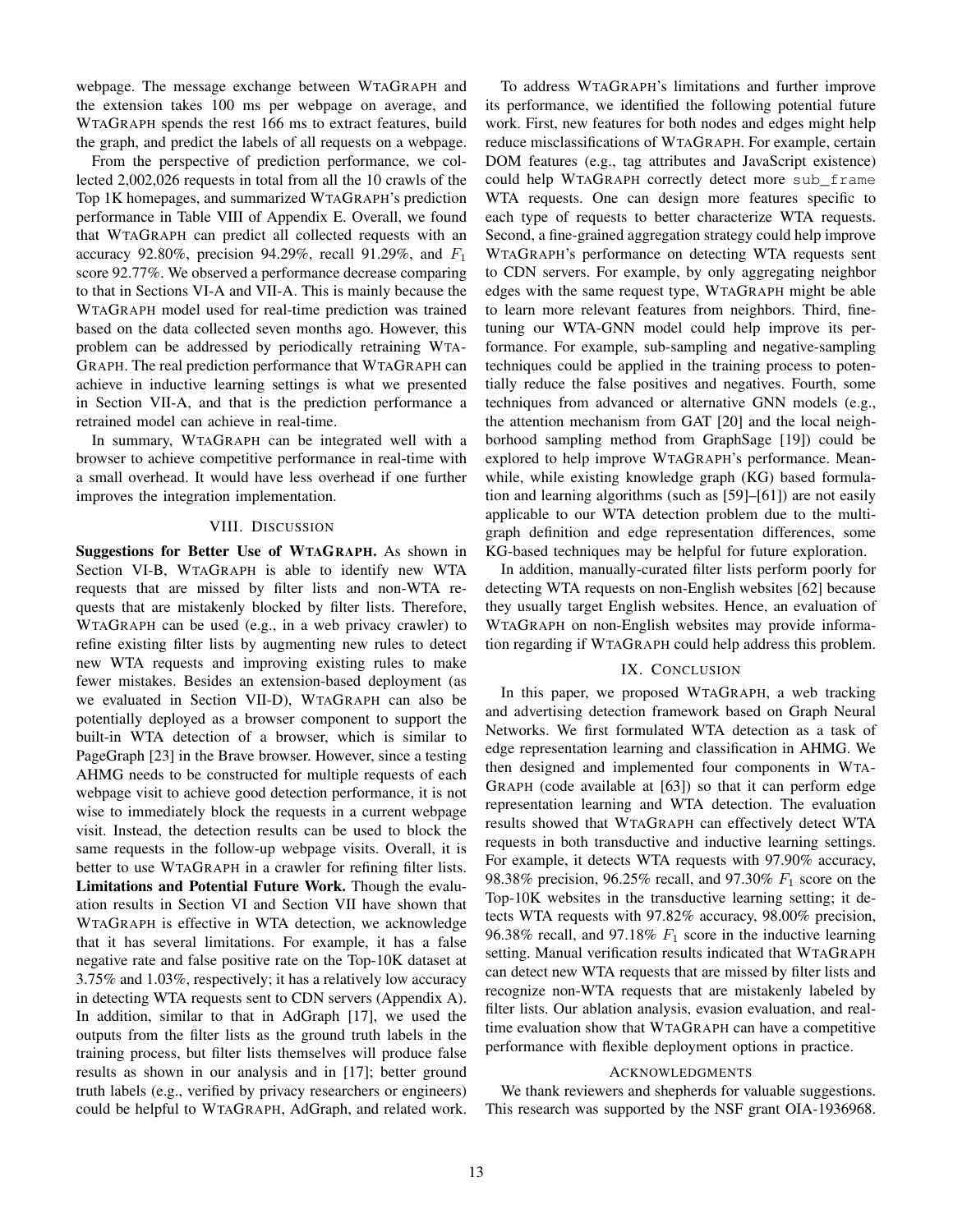webpage. The message exchange between WTAGRAPH and the extension takes 100 ms per webpage on average, and WTAGRAPH spends the rest 166 ms to extract features, build the graph, and predict the labels of all requests on a webpage.

From the perspective of prediction performance, we collected 2,002,026 requests in total from all the 10 crawls of the Top 1K homepages, and summarized WTAGRAPH's prediction performance in Table VIII of Appendix E. Overall, we found that WTAGRAPH can predict all collected requests with an accuracy 92.80%, precision 94.29%, recall 91.29%, and $F_1$ score 92.77%. We observed a performance decrease comparing to that in Sections VI-A and VII-A. This is mainly because the WTAGRAPH model used for real-time prediction was trained based on the data collected seven months ago. However, this problem can be addressed by periodically retraining WTAGRAPH. The real prediction performance that WTAGRAPH can achieve in inductive learning settings is what we presented in Section VII-A, and that is the prediction performance a retrained model can achieve in real-time.

In summary, WTAGRAPH can be integrated well with a browser to achieve competitive performance in real-time with a small overhead. It would have less overhead if one further improves the integration implementation.

## VIII. DISCUSSION

**Suggestions for Better Use of WTAGRAPH.** As shown in Section VI-B, WTAGRAPH is able to identify new WTA requests that are missed by filter lists and non-WTA requests that are mistakenly blocked by filter lists. Therefore, WTAGRAPH can be used (e.g., in a web privacy crawler) to refine existing filter lists by augmenting new rules to detect new WTA requests and improving existing rules to make fewer mistakes. Besides an extension-based deployment (as we evaluated in Section VII-D), WTAGRAPH can also be potentially deployed as a browser component to support the built-in WTA detection of a browser, which is similar to PageGraph [23] in the Brave browser. However, since a testing AHMG needs to be constructed for multiple requests of each webpage visit to achieve good detection performance, it is not wise to immediately block the requests in a current webpage visit. Instead, the detection results can be used to block the same requests in the follow-up webpage visits. Overall, it is better to use WTAGRAPH in a crawler for refining filter lists.

**Limitations and Potential Future Work.** Though the evaluation results in Section VI and Section VII have shown that WTAGRAPH is effective in WTA detection, we acknowledge that it has several limitations. For example, it has a false negative rate and false positive rate on the Top-10K dataset at 3.75% and 1.03%, respectively; it has a relatively low accuracy in detecting WTA requests sent to CDN servers (Appendix A). In addition, similar to that in AdGraph [17], we used the outputs from the filter lists as the ground truth labels in the training process, but filter lists themselves will produce false results as shown in our analysis and in [17]; better ground truth labels (e.g., verified by privacy researchers or engineers) could be helpful to WTAGRAPH, AdGraph, and related work.

To address WTAGRAPH's limitations and further improve its performance, we identified the following potential future work. First, new features for both nodes and edges might help reduce misclassifications of WTAGRAPH. For example, certain DOM features (e.g., tag attributes and JavaScript existence) could help WTAGRAPH correctly detect more `sub_frame` WTA requests. One can design more features specific to each type of requests to better characterize WTA requests. Second, a fine-grained aggregation strategy could help improve WTAGRAPH's performance on detecting WTA requests sent to CDN servers. For example, by only aggregating neighbor edges with the same request type, WTAGRAPH might be able to learn more relevant features from neighbors. Third, fine-tuning our WTA-GNN model could help improve its performance. For example, sub-sampling and negative-sampling techniques could be applied in the training process to potentially reduce the false positives and negatives. Fourth, some techniques from advanced or alternative GNN models (e.g., the attention mechanism from GAT [20] and the local neighborhood sampling method from GraphSage [19]) could be explored to help improve WTAGRAPH's performance. Meanwhile, while existing knowledge graph (KG) based formulation and learning algorithms (such as [59]–[61]) are not easily applicable to our WTA detection problem due to the multi-graph definition and edge representation differences, some KG-based techniques may be helpful for future exploration.

In addition, manually-curated filter lists perform poorly for detecting WTA requests on non-English websites [62] because they usually target English websites. Hence, an evaluation of WTAGRAPH on non-English websites may provide information regarding if WTAGRAPH could help address this problem.

## IX. CONCLUSION

In this paper, we proposed WTAGRAPH, a web tracking and advertising detection framework based on Graph Neural Networks. We first formulated WTA detection as a task of edge representation learning and classification in AHMG. We then designed and implemented four components in WTAGRAPH (code available at [63]) so that it can perform edge representation learning and WTA detection. The evaluation results showed that WTAGRAPH can effectively detect WTA requests in both transductive and inductive learning settings. For example, it detects WTA requests with 97.90% accuracy, 98.38% precision, 96.25% recall, and 97.30% $F_1$ score on the Top-10K websites in the transductive learning setting; it detects WTA requests with 97.82% accuracy, 98.00% precision, 96.38% recall, and 97.18% $F_1$ score in the inductive learning setting. Manual verification results indicated that WTAGRAPH can detect new WTA requests that are missed by filter lists and recognize non-WTA requests that are mistakenly labeled by filter lists. Our ablation analysis, evasion evaluation, and real-time evaluation show that WTAGRAPH can have a competitive performance with flexible deployment options in practice.

## ACKNOWLEDGMENTS

We thank reviewers and shepherds for valuable suggestions. This research was supported by the NSF grant OIA-1936968.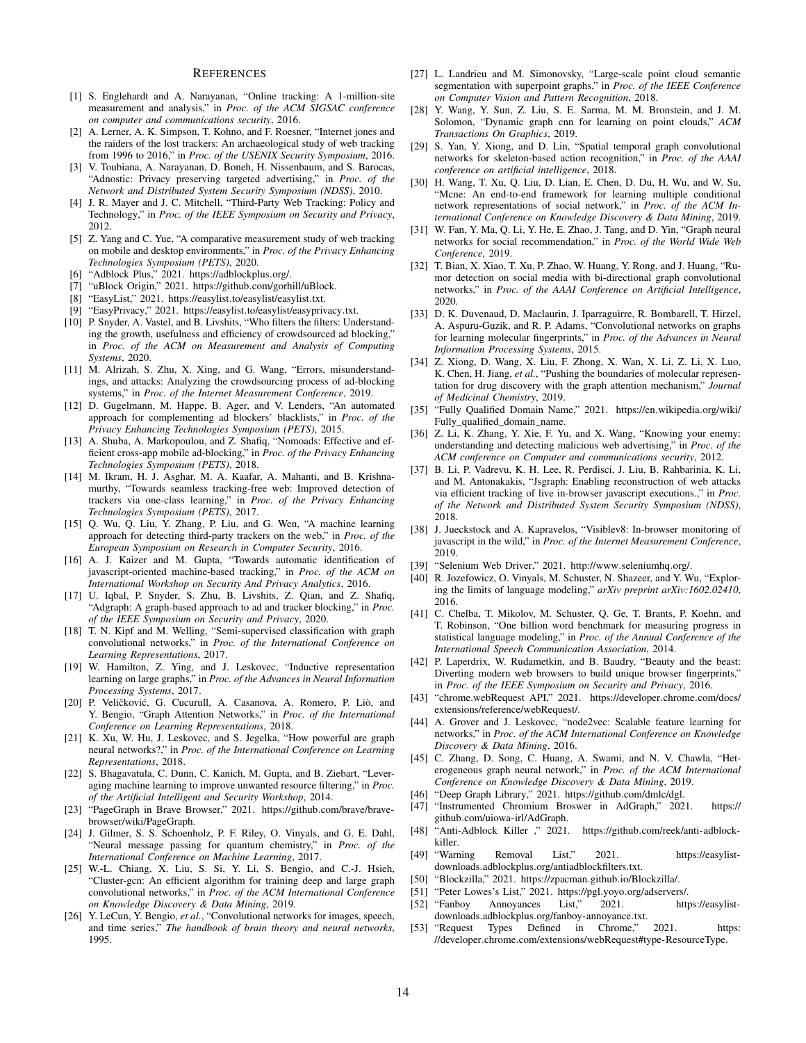# References

[1] S. Englehardt and A. Narayanan, "Online tracking: A 1-million-site measurement and analysis," in *Proc. of the ACM SIGSAC conference on computer and communications security*, 2016.

[2] A. Lerner, A. K. Simpson, T. Kohno, and F. Roesner, "Internet jones and the raiders of the lost trackers: An archaeological study of web tracking from 1996 to 2016," in *Proc. of the USENIX Security Symposium*, 2016.

[3] V. Toubiana, A. Narayanan, D. Boneh, H. Nissenbaum, and S. Barocas, "Adnostic: Privacy preserving targeted advertising," in *Proc. of the Network and Distributed System Security Symposium (NDSS)*, 2010.

[4] J. R. Mayer and J. C. Mitchell, "Third-Party Web Tracking: Policy and Technology," in *Proc. of the IEEE Symposium on Security and Privacy*, 2012.

[5] Z. Yang and C. Yue, "A comparative measurement study of web tracking on mobile and desktop environments," in *Proc. of the Privacy Enhancing Technologies Symposium (PETS)*, 2020.

[6] "Adblock Plus," 2021. https://adblockplus.org/.

[7] "uBlock Origin," 2021. https://github.com/gorhill/uBlock.

[8] "EasyList," 2021. https://easylist.to/easylist/easylist.txt.

[9] "EasyPrivacy," 2021. https://easylist.to/easylist/easyprivacy.txt.

[10] P. Snyder, A. Vastel, and B. Livshits, "Who filters the filters: Understanding the growth, usefulness and efficiency of crowdsourced ad blocking," in *Proc. of the ACM on Measurement and Analysis of Computing Systems*, 2020.

[11] M. Alrizah, S. Zhu, X. Xing, and G. Wang, "Errors, misunderstandings, and attacks: Analyzing the crowdsourcing process of ad-blocking systems," in *Proc. of the Internet Measurement Conference*, 2019.

[12] D. Gugelmann, M. Happe, B. Ager, and V. Lenders, "An automated approach for complementing ad blockers' blacklists," in *Proc. of the Privacy Enhancing Technologies Symposium (PETS)*, 2015.

[13] A. Shuba, A. Markopoulou, and Z. Shafiq, "Nomoads: Effective and efficient cross-app mobile ad-blocking," in *Proc. of the Privacy Enhancing Technologies Symposium (PETS)*, 2018.

[14] M. Ikram, H. J. Asghar, M. A. Kaafar, A. Mahanti, and B. Krishnamurthy, "Towards seamless tracking-free web: Improved detection of trackers via one-class learning," in *Proc. of the Privacy Enhancing Technologies Symposium (PETS)*, 2017.

[15] Q. Wu, Q. Liu, Y. Zhang, P. Liu, and G. Wen, "A machine learning approach for detecting third-party trackers on the web," in *Proc. of the European Symposium on Research in Computer Security*, 2016.

[16] A. J. Kaizer and M. Gupta, "Towards automatic identification of javascript-oriented machine-based tracking," in *Proc. of the ACM on International Workshop on Security And Privacy Analytics*, 2016.

[17] U. Iqbal, P. Snyder, S. Zhu, B. Livshits, Z. Qian, and Z. Shafiq, "Adgraph: A graph-based approach to ad and tracker blocking," in *Proc. of the IEEE Symposium on Security and Privacy*, 2020.

[18] T. N. Kipf and M. Welling, "Semi-supervised classification with graph convolutional networks," in *Proc. of the International Conference on Learning Representations*, 2017.

[19] W. Hamilton, Z. Ying, and J. Leskovec, "Inductive representation learning on large graphs," in *Proc. of the Advances in Neural Information Processing Systems*, 2017.

[20] P. Veličković, G. Cucurull, A. Casanova, A. Romero, P. Liò, and Y. Bengio, "Graph Attention Networks," in *Proc. of the International Conference on Learning Representations*, 2018.

[21] K. Xu, W. Hu, J. Leskovec, and S. Jegelka, "How powerful are graph neural networks?," in *Proc. of the International Conference on Learning Representations*, 2018.

[22] S. Bhagavatula, C. Dunn, C. Kanich, M. Gupta, and B. Ziebart, "Leveraging machine learning to improve unwanted resource filtering," in *Proc. of the Artificial Intelligent and Security Workshop*, 2014.

[23] "PageGraph in Brave Browser," 2021. https://github.com/brave/brave-browser/wiki/PageGraph.

[24] J. Gilmer, S. S. Schoenholz, P. F. Riley, O. Vinyals, and G. E. Dahl, "Neural message passing for quantum chemistry," in *Proc. of the International Conference on Machine Learning*, 2017.

[25] W.-L. Chiang, X. Liu, S. Si, Y. Li, S. Bengio, and C.-J. Hsieh, "Cluster-gcn: An efficient algorithm for training deep and large graph convolutional networks," in *Proc. of the ACM International Conference on Knowledge Discovery & Data Mining*, 2019.

[26] Y. LeCun, Y. Bengio, *et al.*, "Convolutional networks for images, speech, and time series," *The handbook of brain theory and neural networks*, 1995.

[27] L. Landrieu and M. Simonovsky, "Large-scale point cloud semantic segmentation with superpoint graphs," in *Proc. of the IEEE Conference on Computer Vision and Pattern Recognition*, 2018.

[28] Y. Wang, Y. Sun, Z. Liu, S. E. Sarma, M. M. Bronstein, and J. M. Solomon, "Dynamic graph cnn for learning on point clouds," *ACM Transactions On Graphics*, 2019.

[29] S. Yan, Y. Xiong, and D. Lin, "Spatial temporal graph convolutional networks for skeleton-based action recognition," in *Proc. of the AAAI conference on artificial intelligence*, 2018.

[30] H. Wang, T. Xu, Q. Liu, D. Lian, E. Chen, D. Du, H. Wu, and W. Su, "Mcne: An end-to-end framework for learning multiple conditional network representations of social network," in *Proc. of the ACM International Conference on Knowledge Discovery & Data Mining*, 2019.

[31] W. Fan, Y. Ma, Q. Li, Y. He, E. Zhao, J. Tang, and D. Yin, "Graph neural networks for social recommendation," in *Proc. of the World Wide Web Conference*, 2019.

[32] T. Bian, X. Xiao, T. Xu, P. Zhao, W. Huang, Y. Rong, and J. Huang, "Rumor detection on social media with bi-directional graph convolutional networks," in *Proc. of the AAAI Conference on Artificial Intelligence*, 2020.

[33] D. K. Duvenaud, D. Maclaurin, J. Iparraguirre, R. Bombarell, T. Hirzel, A. Aspuru-Guzik, and R. P. Adams, "Convolutional networks on graphs for learning molecular fingerprints," in *Proc. of the Advances in Neural Information Processing Systems*, 2015.

[34] Z. Xiong, D. Wang, X. Liu, F. Zhong, X. Wan, X. Li, Z. Li, X. Luo, K. Chen, H. Jiang, *et al.*, "Pushing the boundaries of molecular representation for drug discovery with the graph attention mechanism," *Journal of Medicinal Chemistry*, 2019.

[35] "Fully Qualified Domain Name," 2021. https://en.wikipedia.org/wiki/Fully_qualified_domain_name.

[36] Z. Li, K. Zhang, Y. Xie, F. Yu, and X. Wang, "Knowing your enemy: understanding and detecting malicious web advertising," in *Proc. of the ACM conference on Computer and communications security*, 2012.

[37] B. Li, P. Vadrevu, K. H. Lee, R. Perdisci, J. Liu, B. Rahbarinia, K. Li, and M. Antonakakis, "Jsgraph: Enabling reconstruction of web attacks via efficient tracking of live in-browser javascript executions.," in *Proc. of the Network and Distributed System Security Symposium (NDSS)*, 2018.

[38] J. Jueckstock and A. Kapravelos, "Visiblev8: In-browser monitoring of javascript in the wild," in *Proc. of the Internet Measurement Conference*, 2019.

[39] "Selenium Web Driver," 2021. http://www.seleniumhq.org/.

[40] R. Jozefowicz, O. Vinyals, M. Schuster, N. Shazeer, and Y. Wu, "Exploring the limits of language modeling," *arXiv preprint arXiv:1602.02410*, 2016.

[41] C. Chelba, T. Mikolov, M. Schuster, Q. Ge, T. Brants, P. Koehn, and T. Robinson, "One billion word benchmark for measuring progress in statistical language modeling," in *Proc. of the Annual Conference of the International Speech Communication Association*, 2014.

[42] P. Laperdrix, W. Rudametkin, and B. Baudry, "Beauty and the beast: Diverting modern web browsers to build unique browser fingerprints," in *Proc. of the IEEE Symposium on Security and Privacy*, 2016.

[43] "chrome.webRequest API," 2021. https://developer.chrome.com/docs/extensions/reference/webRequest/.

[44] A. Grover and J. Leskovec, "node2vec: Scalable feature learning for networks," in *Proc. of the ACM International Conference on Knowledge Discovery & Data Mining*, 2016.

[45] C. Zhang, D. Song, C. Huang, A. Swami, and N. V. Chawla, "Heterogeneous graph neural network," in *Proc. of the ACM International Conference on Knowledge Discovery & Data Mining*, 2019.

[46] "Deep Graph Library," 2021. https://github.com/dmlc/dgl.

[47] "Instrumented Chromium Broswer in AdGraph," 2021. https://github.com/uiowa-irl/AdGraph.

[48] "Anti-Adblock Killer ," 2021. https://github.com/reek/anti-adblock-killer.

[49] "Warning Removal List," 2021. https://easylist-downloads.adblockplus.org/antiadblockfilters.txt.

[50] "Blockzilla," 2021. https://zpacman.github.io/Blockzilla/.

[51] "Peter Lowes's List," 2021. https://pgl.yoyo.org/adservers/.

[52] "Fanboy Annoyances List," 2021. https://easylist-downloads.adblockplus.org/fanboy-annoyance.txt.

[53] "Request Types Defined in Chrome," 2021. https://developer.chrome.com/extensions/webRequest#type-ResourceType.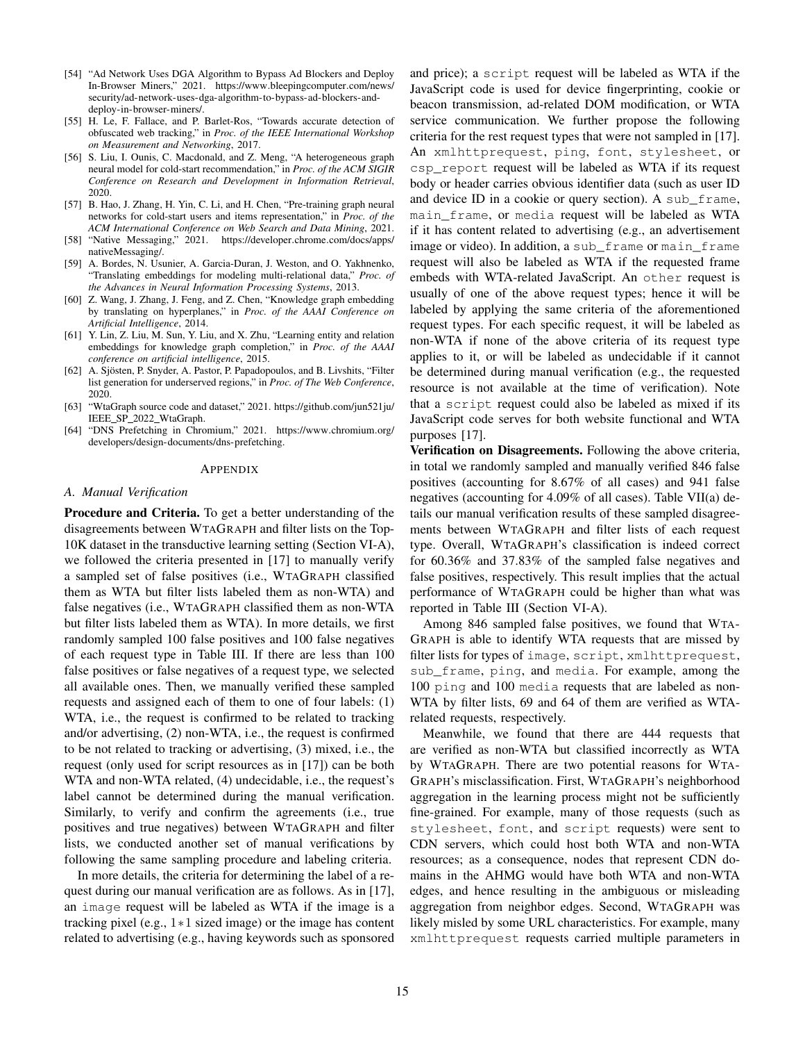[54] "Ad Network Uses DGA Algorithm to Bypass Ad Blockers and Deploy In-Browser Miners," 2021. https://www.bleepingcomputer.com/news/security/ad-network-uses-dga-algorithm-to-bypass-ad-blockers-and-deploy-in-browser-miners/.

[55] H. Le, F. Fallace, and P. Barlet-Ros, "Towards accurate detection of obfuscated web tracking," in *Proc. of the IEEE International Workshop on Measurement and Networking*, 2017.

[56] S. Liu, I. Ounis, C. Macdonald, and Z. Meng, "A heterogeneous graph neural model for cold-start recommendation," in *Proc. of the ACM SIGIR Conference on Research and Development in Information Retrieval*, 2020.

[57] B. Hao, J. Zhang, H. Yin, C. Li, and H. Chen, "Pre-training graph neural networks for cold-start users and items representation," in *Proc. of the ACM International Conference on Web Search and Data Mining*, 2021.

[58] "Native Messaging," 2021. https://developer.chrome.com/docs/apps/nativeMessaging/.

[59] A. Bordes, N. Usunier, A. Garcia-Duran, J. Weston, and O. Yakhnenko, "Translating embeddings for modeling multi-relational data," *Proc. of the Advances in Neural Information Processing Systems*, 2013.

[60] Z. Wang, J. Zhang, J. Feng, and Z. Chen, "Knowledge graph embedding by translating on hyperplanes," in *Proc. of the AAAI Conference on Artificial Intelligence*, 2014.

[61] Y. Lin, Z. Liu, M. Sun, Y. Liu, and X. Zhu, "Learning entity and relation embeddings for knowledge graph completion," in *Proc. of the AAAI conference on artificial intelligence*, 2015.

[62] A. Sjösten, P. Snyder, A. Pastor, P. Papadopoulos, and B. Livshits, "Filter list generation for underserved regions," in *Proc. of The Web Conference*, 2020.

[63] "WtaGraph source code and dataset," 2021. https://github.com/jun521ju/IEEE_SP_2022_WtaGraph.

[64] "DNS Prefetching in Chromium," 2021. https://www.chromium.org/developers/design-documents/dns-prefetching.

## Appendix

### A. Manual Verification

**Procedure and Criteria.** To get a better understanding of the disagreements between WTAGRAPH and filter lists on the Top-10K dataset in the transductive learning setting (Section VI-A), we followed the criteria presented in [17] to manually verify a sampled set of false positives (i.e., WTAGRAPH classified them as WTA but filter lists labeled them as non-WTA) and false negatives (i.e., WTAGRAPH classified them as non-WTA but filter lists labeled them as WTA). In more details, we first randomly sampled 100 false positives and 100 false negatives of each request type in Table III. If there are less than 100 false positives or false negatives of a request type, we selected all available ones. Then, we manually verified these sampled requests and assigned each of them to one of four labels: (1) WTA, i.e., the request is confirmed to be related to tracking and/or advertising, (2) non-WTA, i.e., the request is confirmed to be not related to tracking or advertising, (3) mixed, i.e., the request (only used for script resources as in [17]) can be both WTA and non-WTA related, (4) undecidable, i.e., the request's label cannot be determined during the manual verification. Similarly, to verify and confirm the agreements (i.e., true positives and true negatives) between WTAGRAPH and filter lists, we conducted another set of manual verifications by following the same sampling procedure and labeling criteria.

In more details, the criteria for determining the label of a request during our manual verification are as follows. As in [17], an `image` request will be labeled as WTA if the image is a tracking pixel (e.g., $1*1$ sized image) or the image has content related to advertising (e.g., having keywords such as sponsored and price); a `script` request will be labeled as WTA if the JavaScript code is used for device fingerprinting, cookie or beacon transmission, ad-related DOM modification, or WTA service communication. We further propose the following criteria for the rest request types that were not sampled in [17]. An `xmlhttprequest`, `ping`, `font`, `stylesheet`, or `csp_report` request will be labeled as WTA if its request body or header carries obvious identifier data (such as user ID and device ID in a cookie or query section). A `sub_frame`, `main_frame`, or `media` request will be labeled as WTA if it has content related to advertising (e.g., an advertisement image or video). In addition, a `sub_frame` or `main_frame` request will also be labeled as WTA if the requested frame embeds with WTA-related JavaScript. An `other` request is usually of one of the above request types; hence it will be labeled by applying the same criteria of the aforementioned request types. For each specific request, it will be labeled as non-WTA if none of the above criteria of its request type applies to it, or will be labeled as undecidable if it cannot be determined during manual verification (e.g., the requested resource is not available at the time of verification). Note that a `script` request could also be labeled as mixed if its JavaScript code serves for both website functional and WTA purposes [17].

**Verification on Disagreements.** Following the above criteria, in total we randomly sampled and manually verified 846 false positives (accounting for 8.67% of all cases) and 941 false negatives (accounting for 4.09% of all cases). Table VII(a) details our manual verification results of these sampled disagreements between WTAGRAPH and filter lists of each request type. Overall, WTAGRAPH's classification is indeed correct for 60.36% and 37.83% of the sampled false negatives and false positives, respectively. This result implies that the actual performance of WTAGRAPH could be higher than what was reported in Table III (Section VI-A).

Among 846 sampled false positives, we found that WTAGRAPH is able to identify WTA requests that are missed by filter lists for types of `image`, `script`, `xmlhttprequest`, `sub_frame`, `ping`, and `media`. For example, among the 100 `ping` and 100 `media` requests that are labeled as non-WTA by filter lists, 69 and 64 of them are verified as WTA-related requests, respectively.

Meanwhile, we found that there are 444 requests that are verified as non-WTA but classified incorrectly as WTA by WTAGRAPH. There are two potential reasons for WTAGRAPH's misclassification. First, WTAGRAPH's neighborhood aggregation in the learning process might not be sufficiently fine-grained. For example, many of those requests (such as `stylesheet`, `font`, and `script` requests) were sent to CDN servers, which could host both WTA and non-WTA resources; as a consequence, nodes that represent CDN domains in the AHMG would have both WTA and non-WTA edges, and hence resulting in the ambiguous or misleading aggregation from neighbor edges. Second, WTAGRAPH was likely misled by some URL characteristics. For example, many `xmlhttprequest` requests carried multiple parameters in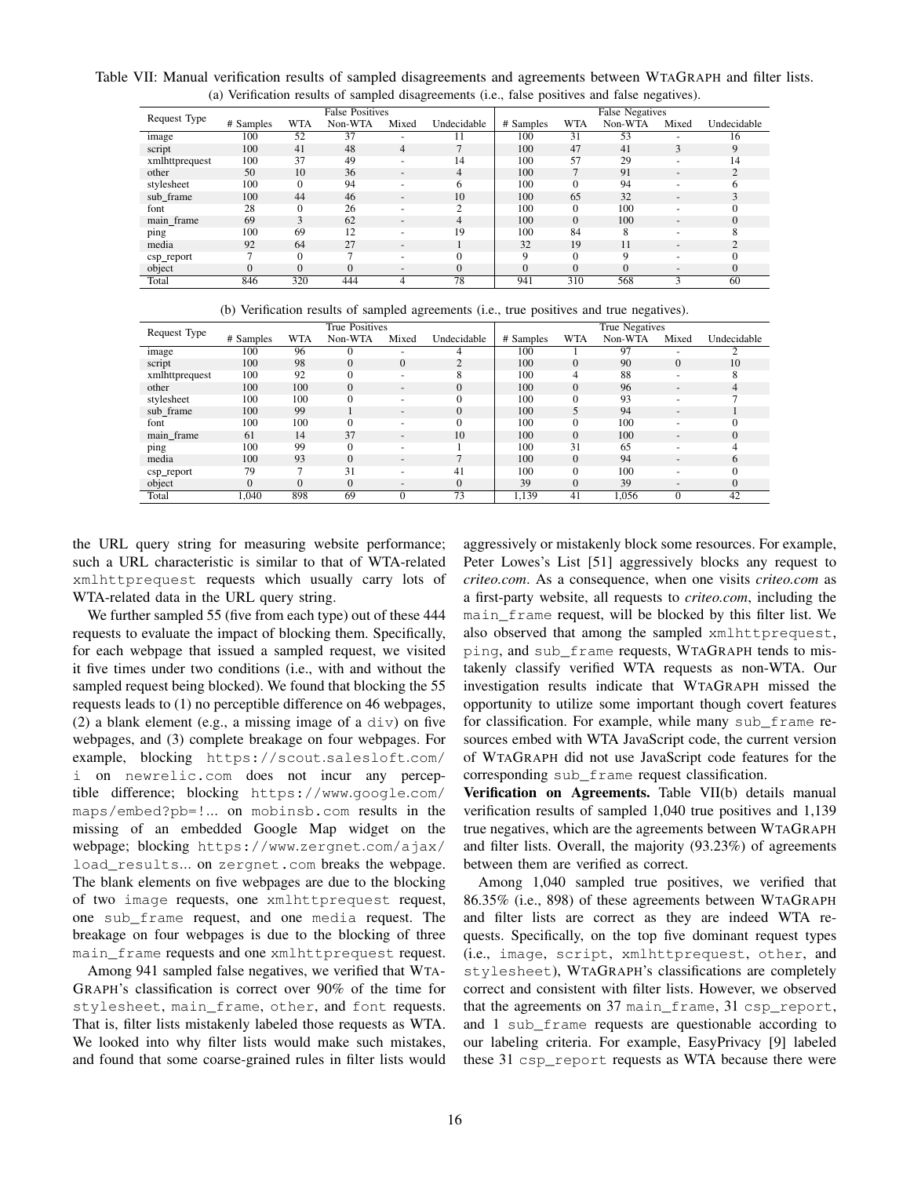Table VII: Manual verification results of sampled disagreements and agreements between WTAGRAPH and filter lists.

(a) Verification results of sampled disagreements (i.e., false positives and false negatives).

| Request Type | False Positives | | | | | False Negatives | | | | |
|---|---|---|---|---|---|---|---|---|---|---|
| | # Samples | WTA | Non-WTA | Mixed | Undecidable | # Samples | WTA | Non-WTA | Mixed | Undecidable |
| image | 100 | 52 | 37 | - | 11 | 100 | 31 | 53 | - | 16 |
| script | 100 | 41 | 48 | 4 | 7 | 100 | 47 | 41 | 3 | 9 |
| xmlhttprequest | 100 | 37 | 49 | - | 14 | 100 | 57 | 29 | - | 14 |
| other | 50 | 10 | 36 | - | 4 | 100 | 7 | 91 | - | 2 |
| stylesheet | 100 | 0 | 94 | - | 6 | 100 | 0 | 94 | - | 6 |
| sub_frame | 100 | 44 | 46 | - | 10 | 100 | 65 | 32 | - | 3 |
| font | 28 | 0 | 26 | - | 2 | 100 | 0 | 100 | - | 0 |
| main_frame | 69 | 3 | 62 | - | 4 | 100 | 0 | 100 | - | 0 |
| ping | 100 | 69 | 12 | - | 19 | 100 | 84 | 8 | - | 8 |
| media | 92 | 64 | 27 | - | 1 | 32 | 19 | 11 | - | 2 |
| csp_report | 7 | 0 | 7 | - | 0 | 9 | 0 | 9 | - | 0 |
| object | 0 | 0 | 0 | - | 0 | 0 | 0 | 0 | - | 0 |
| Total | 846 | 320 | 444 | 4 | 78 | 941 | 310 | 568 | 3 | 60 |

(b) Verification results of sampled agreements (i.e., true positives and true negatives).

| Request Type | True Positives | | | | | True Negatives | | | | |
|---|---|---|---|---|---|---|---|---|---|---|
| | # Samples | WTA | Non-WTA | Mixed | Undecidable | # Samples | WTA | Non-WTA | Mixed | Undecidable |
| image | 100 | 96 | 0 | - | 4 | 100 | 1 | 97 | - | 2 |
| script | 100 | 98 | 0 | 0 | 2 | 100 | 0 | 90 | 0 | 10 |
| xmlhttprequest | 100 | 92 | 0 | - | 8 | 100 | 4 | 88 | - | 8 |
| other | 100 | 100 | 0 | - | 0 | 100 | 0 | 96 | - | 4 |
| stylesheet | 100 | 100 | 0 | - | 0 | 100 | 0 | 93 | - | 7 |
| sub_frame | 100 | 99 | 1 | - | 0 | 100 | 5 | 94 | - | 1 |
| font | 100 | 100 | 0 | - | 0 | 100 | 0 | 100 | - | 0 |
| main_frame | 61 | 14 | 37 | - | 10 | 100 | 0 | 100 | - | 0 |
| ping | 100 | 99 | 0 | - | 1 | 100 | 31 | 65 | - | 4 |
| media | 100 | 93 | 0 | - | 7 | 100 | 0 | 94 | - | 6 |
| csp_report | 79 | 7 | 31 | - | 41 | 100 | 0 | 100 | - | 0 |
| object | 0 | 0 | 0 | - | 0 | 39 | 0 | 39 | - | 0 |
| Total | 1,040 | 898 | 69 | 0 | 73 | 1,139 | 41 | 1,056 | 0 | 42 |

the URL query string for measuring website performance; such a URL characteristic is similar to that of WTA-related xmlhttprequest requests which usually carry lots of WTA-related data in the URL query string.

We further sampled 55 (five from each type) out of these 444 requests to evaluate the impact of blocking them. Specifically, for each webpage that issued a sampled request, we visited it five times under two conditions (i.e., with and without the sampled request being blocked). We found that blocking the 55 requests leads to (1) no perceptible difference on 46 webpages, (2) a blank element (e.g., a missing image of a div) on five webpages, and (3) complete breakage on four webpages. For example, blocking https://scout.salesloft.com/i on newrelic.com does not incur any perceptible difference; blocking https://www.google.com/maps/embed?pb=!... on mobinsb.com results in the missing of an embedded Google Map widget on the webpage; blocking https://www.zergnet.com/ajax/load_results... on zergnet.com breaks the webpage. The blank elements on five webpages are due to the blocking of two image requests, one xmlhttprequest request, one sub_frame request, and one media request. The breakage on four webpages is due to the blocking of three main_frame requests and one xmlhttprequest request.

Among 941 sampled false negatives, we verified that WTAGRAPH's classification is correct over 90% of the time for stylesheet, main_frame, other, and font requests. That is, filter lists mistakenly labeled those requests as WTA. We looked into why filter lists would make such mistakes, and found that some coarse-grained rules in filter lists would aggressively or mistakenly block some resources. For example, Peter Lowes's List [51] aggressively blocks any request to *criteo.com*. As a consequence, when one visits *criteo.com* as a first-party website, all requests to *criteo.com*, including the main_frame request, will be blocked by this filter list. We also observed that among the sampled xmlhttprequest, ping, and sub_frame requests, WTAGRAPH tends to mistakenly classify verified WTA requests as non-WTA. Our investigation results indicate that WTAGRAPH missed the opportunity to utilize some important though covert features for classification. For example, while many sub_frame resources embed with WTA JavaScript code, the current version of WTAGRAPH did not use JavaScript code features for the corresponding sub_frame request classification.

**Verification on Agreements.** Table VII(b) details manual verification results of sampled 1,040 true positives and 1,139 true negatives, which are the agreements between WTAGRAPH and filter lists. Overall, the majority (93.23%) of agreements between them are verified as correct.

Among 1,040 sampled true positives, we verified that 86.35% (i.e., 898) of these agreements between WTAGRAPH and filter lists are correct as they are indeed WTA requests. Specifically, on the top five dominant request types (i.e., image, script, xmlhttprequest, other, and stylesheet), WTAGRAPH's classifications are completely correct and consistent with filter lists. However, we observed that the agreements on 37 main_frame, 31 csp_report, and 1 sub_frame requests are questionable according to our labeling criteria. For example, EasyPrivacy [9] labeled these 31 csp_report requests as WTA because there were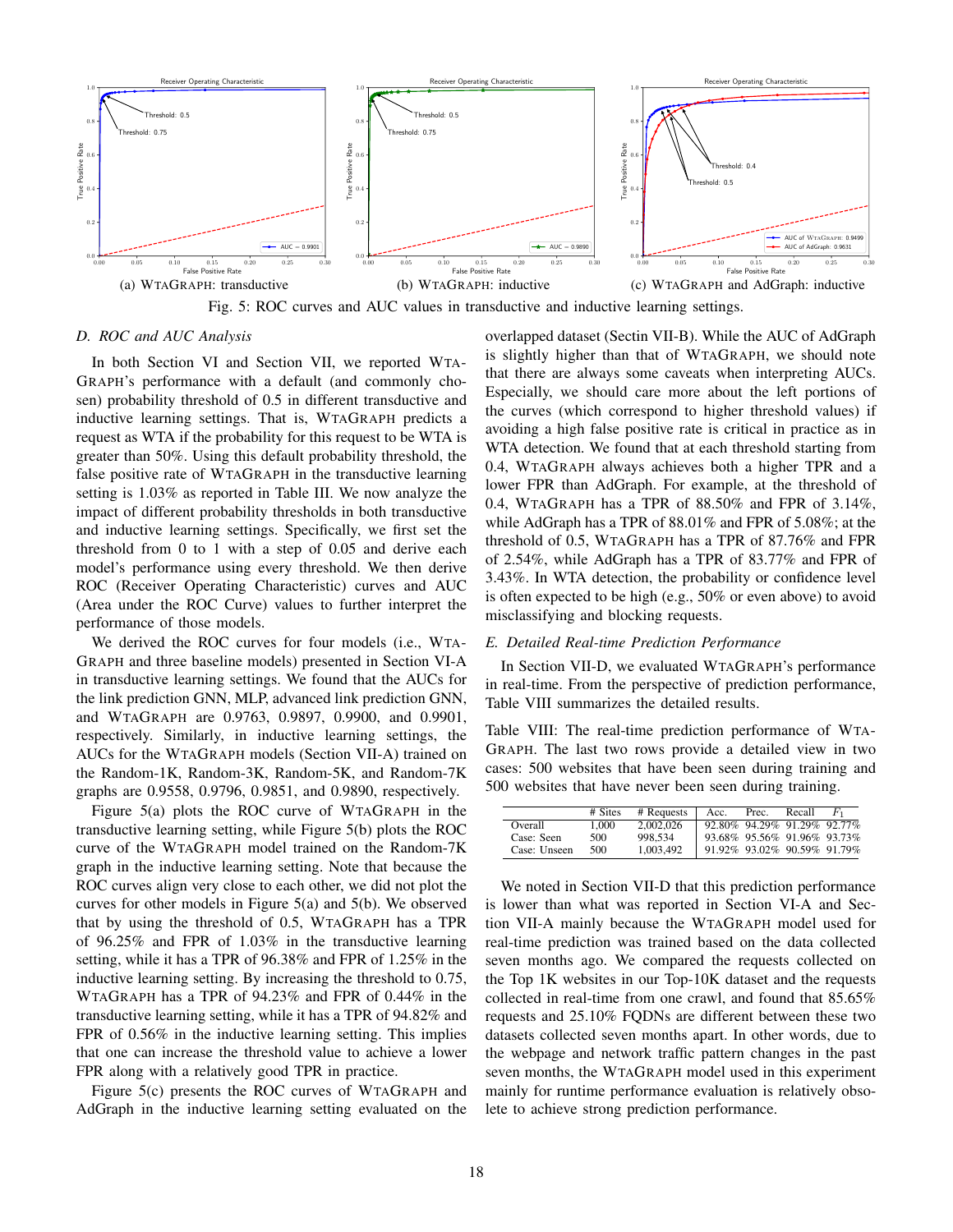Receiver Operating Characteristic

Threshold: 0.5

Threshold: 0.75

True Positive Rate

False Positive Rate

AUC = 0.9901

(a) WTAGRAPH: transductive

Receiver Operating Characteristic

Threshold: 0.5

Threshold: 0.75

True Positive Rate

False Positive Rate

AUC = 0.9890

(b) WTAGRAPH: inductive

Receiver Operating Characteristic

Threshold: 0.4

Threshold: 0.5

True Positive Rate

False Positive Rate

AUC of WTAGRAPH: 0.9499

AUC of AdGraph: 0.9631

(c) WTAGRAPH and AdGraph: inductive

Fig. 5: ROC curves and AUC values in transductive and inductive learning settings.

### D. ROC and AUC Analysis

In both Section VI and Section VII, we reported WTAGRAPH's performance with a default (and commonly chosen) probability threshold of 0.5 in different transductive and inductive learning settings. That is, WTAGRAPH predicts a request as WTA if the probability for this request to be WTA is greater than 50%. Using this default probability threshold, the false positive rate of WTAGRAPH in the transductive learning setting is 1.03% as reported in Table III. We now analyze the impact of different probability thresholds in both transductive and inductive learning settings. Specifically, we first set the threshold from 0 to 1 with a step of 0.05 and derive each model's performance using every threshold. We then derive ROC (Receiver Operating Characteristic) curves and AUC (Area under the ROC Curve) values to further interpret the performance of those models.

We derived the ROC curves for four models (i.e., WTAGRAPH and three baseline models) presented in Section VI-A in transductive learning settings. We found that the AUCs for the link prediction GNN, MLP, advanced link prediction GNN, and WTAGRAPH are 0.9763, 0.9897, 0.9900, and 0.9901, respectively. Similarly, in inductive learning settings, the AUCs for the WTAGRAPH models (Section VII-A) trained on the Random-1K, Random-3K, Random-5K, and Random-7K graphs are 0.9558, 0.9796, 0.9851, and 0.9890, respectively.

Figure 5(a) plots the ROC curve of WTAGRAPH in the transductive learning setting, while Figure 5(b) plots the ROC curve of the WTAGRAPH model trained on the Random-7K graph in the inductive learning setting. Note that because the ROC curves align very close to each other, we did not plot the curves for other models in Figure 5(a) and 5(b). We observed that by using the threshold of 0.5, WTAGRAPH has a TPR of 96.25% and FPR of 1.03% in the transductive learning setting, while it has a TPR of 96.38% and FPR of 1.25% in the inductive learning setting. By increasing the threshold to 0.75, WTAGRAPH has a TPR of 94.23% and FPR of 0.44% in the transductive learning setting, while it has a TPR of 94.82% and FPR of 0.56% in the inductive learning setting. This implies that one can increase the threshold value to achieve a lower FPR along with a relatively good TPR in practice.

Figure 5(c) presents the ROC curves of WTAGRAPH and AdGraph in the inductive learning setting evaluated on the overlapped dataset (Sectin VII-B). While the AUC of AdGraph is slightly higher than that of WTAGRAPH, we should note that there are always some caveats when interpreting AUCs. Especially, we should care more about the left portions of the curves (which correspond to higher threshold values) if avoiding a high false positive rate is critical in practice as in WTA detection. We found that at each threshold starting from 0.4, WTAGRAPH always achieves both a higher TPR and a lower FPR than AdGraph. For example, at the threshold of 0.4, WTAGRAPH has a TPR of 88.50% and FPR of 3.14%, while AdGraph has a TPR of 88.01% and FPR of 5.08%; at the threshold of 0.5, WTAGRAPH has a TPR of 87.76% and FPR of 2.54%, while AdGraph has a TPR of 83.77% and FPR of 3.43%. In WTA detection, the probability or confidence level is often expected to be high (e.g., 50% or even above) to avoid misclassifying and blocking requests.

### E. Detailed Real-time Prediction Performance

In Section VII-D, we evaluated WTAGRAPH's performance in real-time. From the perspective of prediction performance, Table VIII summarizes the detailed results.

Table VIII: The real-time prediction performance of WTAGRAPH. The last two rows provide a detailed view in two cases: 500 websites that have been seen during training and 500 websites that have never been seen during training.

| | # Sites | # Requests | Acc. | Prec. | Recall | $F_1$ |
|---|---|---|---|---|---|---|
| Overall | 1,000 | 2,002,026 | 92.80% | 94.29% | 91.29% | 92.77% |
| Case: Seen | 500 | 998,534 | 93.68% | 95.56% | 91.96% | 93.73% |
| Case: Unseen | 500 | 1,003,492 | 91.92% | 93.02% | 90.59% | 91.79% |

We noted in Section VII-D that this prediction performance is lower than what was reported in Section VI-A and Section VII-A mainly because the WTAGRAPH model used for real-time prediction was trained based on the data collected seven months ago. We compared the requests collected on the Top 1K websites in our Top-10K dataset and the requests collected in real-time from one crawl, and found that 85.65% requests and 25.10% FQDNs are different between these two datasets collected seven months apart. In other words, due to the webpage and network traffic pattern changes in the past seven months, the WTAGRAPH model used in this experiment mainly for runtime performance evaluation is relatively obsolete to achieve strong prediction performance.